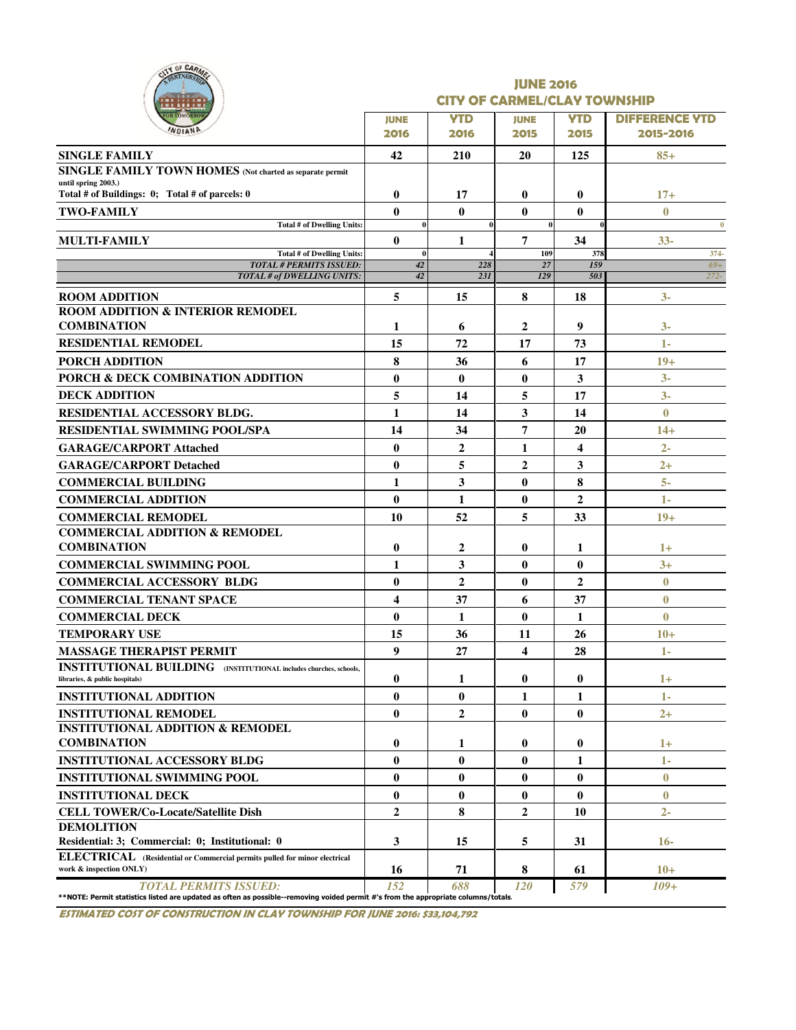# JUNE 2016
## CITY OF CARMEL/CLAY TOWNSHIP

| | JUNE 2016 | YTD 2016 | JUNE 2015 | YTD 2015 | DIFFERENCE YTD 2015-2016 |
|---|---|---|---|---|---|
| **SINGLE FAMILY** | 42 | 210 | 20 | 125 | 85+ |
| **SINGLE FAMILY TOWN HOMES** (Not charted as separate permit until spring 2003.) Total # of Buildings: 0; Total # of parcels: 0 | 0 | 17 | 0 | 0 | 17+ |
| **TWO-FAMILY** | 0 | 0 | 0 | 0 | 0 |
| Total # of Dwelling Units: | 0 | 0 | 0 | 0 | 0 |
| **MULTI-FAMILY** | 0 | 1 | 7 | 34 | 33- |
| Total # of Dwelling Units: | 0 | 4 | 109 | 378 | 374- |
| *TOTAL # PERMITS ISSUED:* | 42 | 228 | 27 | 159 | 69+ |
| *TOTAL # of DWELLING UNITS:* | 42 | 231 | 129 | 503 | 272- |
| **ROOM ADDITION** | 5 | 15 | 8 | 18 | 3- |
| **ROOM ADDITION & INTERIOR REMODEL COMBINATION** | 1 | 6 | 2 | 9 | 3- |
| **RESIDENTIAL REMODEL** | 15 | 72 | 17 | 73 | 1- |
| **PORCH ADDITION** | 8 | 36 | 6 | 17 | 19+ |
| **PORCH & DECK COMBINATION ADDITION** | 0 | 0 | 0 | 3 | 3- |
| **DECK ADDITION** | 5 | 14 | 5 | 17 | 3- |
| **RESIDENTIAL ACCESSORY BLDG.** | 1 | 14 | 3 | 14 | 0 |
| **RESIDENTIAL SWIMMING POOL/SPA** | 14 | 34 | 7 | 20 | 14+ |
| **GARAGE/CARPORT Attached** | 0 | 2 | 1 | 4 | 2- |
| **GARAGE/CARPORT Detached** | 0 | 5 | 2 | 3 | 2+ |
| **COMMERCIAL BUILDING** | 1 | 3 | 0 | 8 | 5- |
| **COMMERCIAL ADDITION** | 0 | 1 | 0 | 2 | 1- |
| **COMMERCIAL REMODEL** | 10 | 52 | 5 | 33 | 19+ |
| **COMMERCIAL ADDITION & REMODEL COMBINATION** | 0 | 2 | 0 | 1 | 1+ |
| **COMMERCIAL SWIMMING POOL** | 1 | 3 | 0 | 0 | 3+ |
| **COMMERCIAL ACCESSORY BLDG** | 0 | 2 | 0 | 2 | 0 |
| **COMMERCIAL TENANT SPACE** | 4 | 37 | 6 | 37 | 0 |
| **COMMERCIAL DECK** | 0 | 1 | 0 | 1 | 0 |
| **TEMPORARY USE** | 15 | 36 | 11 | 26 | 10+ |
| **MASSAGE THERAPIST PERMIT** | 9 | 27 | 4 | 28 | 1- |
| **INSTITUTIONAL BUILDING** (INSTITUTIONAL includes churches, schools, libraries, & public hospitals) | 0 | 1 | 0 | 0 | 1+ |
| **INSTITUTIONAL ADDITION** | 0 | 0 | 1 | 1 | 1- |
| **INSTITUTIONAL REMODEL** | 0 | 2 | 0 | 0 | 2+ |
| **INSTITUTIONAL ADDITION & REMODEL COMBINATION** | 0 | 1 | 0 | 0 | 1+ |
| **INSTITUTIONAL ACCESSORY BLDG** | 0 | 0 | 0 | 1 | 1- |
| **INSTITUTIONAL SWIMMING POOL** | 0 | 0 | 0 | 0 | 0 |
| **INSTITUTIONAL DECK** | 0 | 0 | 0 | 0 | 0 |
| **CELL TOWER/Co-Locate/Satellite Dish** | 2 | 8 | 2 | 10 | 2- |
| **DEMOLITION** Residential: 3; Commercial: 0; Institutional: 0 | 3 | 15 | 5 | 31 | 16- |
| **ELECTRICAL** (Residential or Commercial permits pulled for minor electrical work & inspection ONLY) | 16 | 71 | 8 | 61 | 10+ |
| *TOTAL PERMITS ISSUED:* | 152 | 688 | 120 | 579 | 109+ |

**NOTE: Permit statistics listed are updated as often as possible--removing voided permit #'s from the appropriate columns/totals.

***ESTIMATED COST OF CONSTRUCTION IN CLAY TOWNSHIP FOR JUNE 2016: $33,104,792***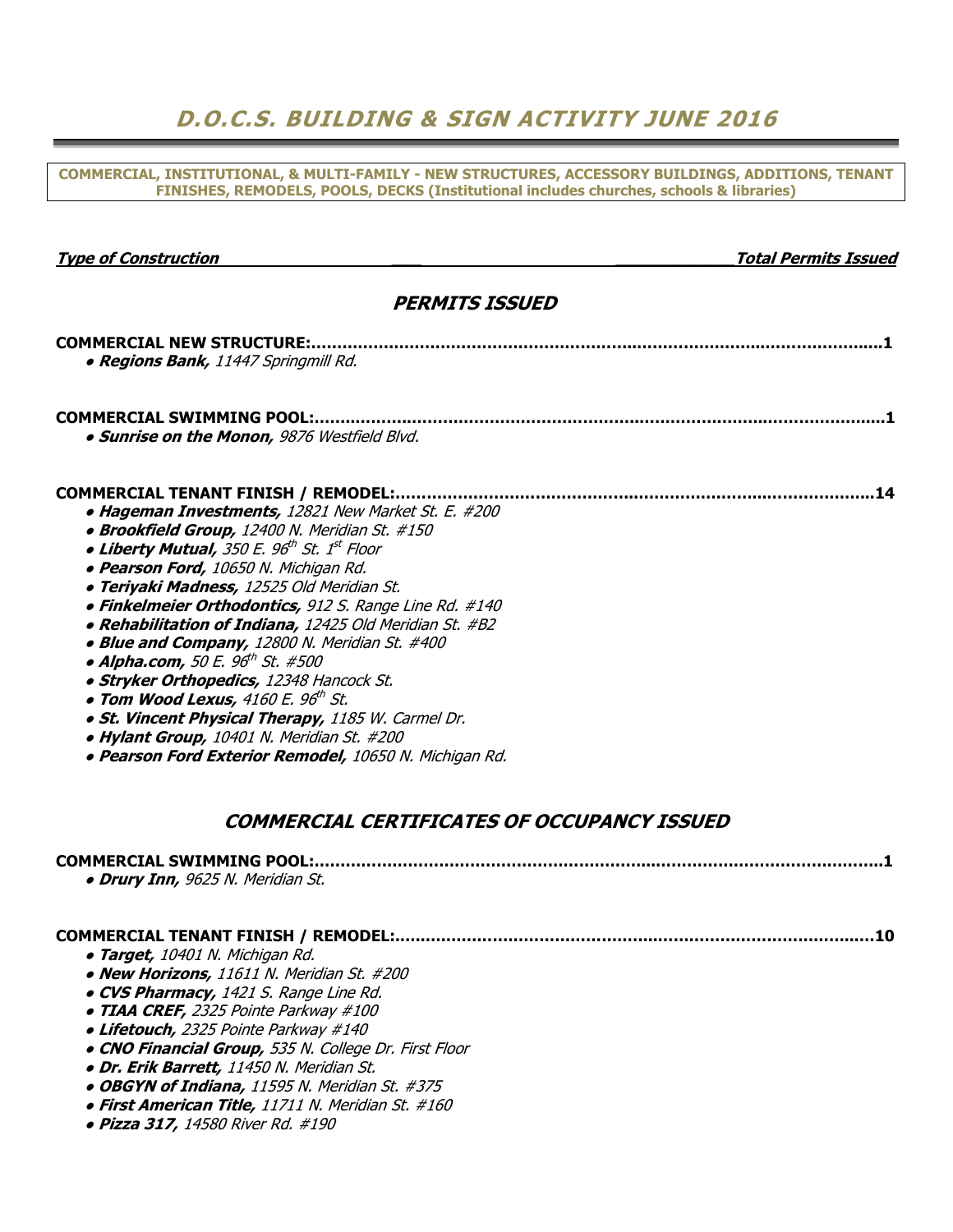# D.O.C.S. BUILDING & SIGN ACTIVITY JUNE 2016

**COMMERCIAL, INSTITUTIONAL, & MULTI-FAMILY - NEW STRUCTURES, ACCESSORY BUILDINGS, ADDITIONS, TENANT FINISHES, REMODELS, POOLS, DECKS (Institutional includes churches, schools & libraries)**

***Type of Construction*** ***Total Permits Issued***

## *PERMITS ISSUED*

**COMMERCIAL NEW STRUCTURE:....................................................................................................1**

- ***Regions Bank,*** *11447 Springmill Rd.*

**COMMERCIAL SWIMMING POOL:..................................................................................................1**

- ***Sunrise on the Monon,*** *9876 Westfield Blvd.*

**COMMERCIAL TENANT FINISH / REMODEL:...................................................................................14**

- ***Hageman Investments,*** *12821 New Market St. E. #200*
- ***Brookfield Group,*** *12400 N. Meridian St. #150*
- ***Liberty Mutual,*** *350 E. 96th St. 1st Floor*
- ***Pearson Ford,*** *10650 N. Michigan Rd.*
- ***Teriyaki Madness,*** *12525 Old Meridian St.*
- ***Finkelmeier Orthodontics,*** *912 S. Range Line Rd. #140*
- ***Rehabilitation of Indiana,*** *12425 Old Meridian St. #B2*
- ***Blue and Company,*** *12800 N. Meridian St. #400*
- ***Alpha.com,*** *50 E. 96th St. #500*
- ***Stryker Orthopedics,*** *12348 Hancock St.*
- ***Tom Wood Lexus,*** *4160 E. 96th St.*
- ***St. Vincent Physical Therapy,*** *1185 W. Carmel Dr.*
- ***Hylant Group,*** *10401 N. Meridian St. #200*
- ***Pearson Ford Exterior Remodel,*** *10650 N. Michigan Rd.*

## *COMMERCIAL CERTIFICATES OF OCCUPANCY ISSUED*

**COMMERCIAL SWIMMING POOL:..................................................................................................1**

- ***Drury Inn,*** *9625 N. Meridian St.*

**COMMERCIAL TENANT FINISH / REMODEL:...................................................................................10**

- ***Target,*** *10401 N. Michigan Rd.*
- ***New Horizons,*** *11611 N. Meridian St. #200*
- ***CVS Pharmacy,*** *1421 S. Range Line Rd.*
- ***TIAA CREF,*** *2325 Pointe Parkway #100*
- ***Lifetouch,*** *2325 Pointe Parkway #140*
- ***CNO Financial Group,*** *535 N. College Dr. First Floor*
- ***Dr. Erik Barrett,*** *11450 N. Meridian St.*
- ***OBGYN of Indiana,*** *11595 N. Meridian St. #375*
- ***First American Title,*** *11711 N. Meridian St. #160*
- ***Pizza 317,*** *14580 River Rd. #190*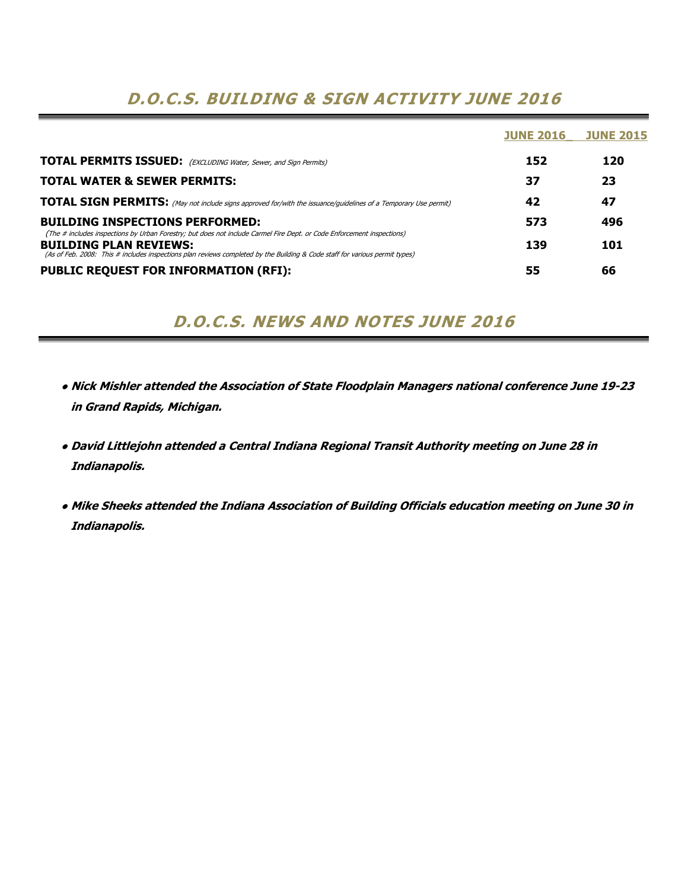# *D.O.C.S. BUILDING & SIGN ACTIVITY JUNE 2016*

| | JUNE 2016_ | JUNE 2015 |
|---|---|---|
| **TOTAL PERMITS ISSUED:** *(EXCLUDING Water, Sewer, and Sign Permits)* | **152** | **120** |
| **TOTAL WATER & SEWER PERMITS:** | **37** | **23** |
| **TOTAL SIGN PERMITS:** *(May not include signs approved for/with the issuance/guidelines of a Temporary Use permit)* | **42** | **47** |
| **BUILDING INSPECTIONS PERFORMED:** *(The # includes inspections by Urban Forestry; but does not include Carmel Fire Dept. or Code Enforcement inspections)* | **573** | **496** |
| **BUILDING PLAN REVIEWS:** *(As of Feb. 2008: This # includes inspections plan reviews completed by the Building & Code staff for various permit types)* | **139** | **101** |
| **PUBLIC REQUEST FOR INFORMATION (RFI):** | **55** | **66** |

# *D.O.C.S. NEWS AND NOTES JUNE 2016*

- ***Nick Mishler attended the Association of State Floodplain Managers national conference June 19-23 in Grand Rapids, Michigan.***
- ***David Littlejohn attended a Central Indiana Regional Transit Authority meeting on June 28 in Indianapolis.***
- ***Mike Sheeks attended the Indiana Association of Building Officials education meeting on June 30 in Indianapolis.***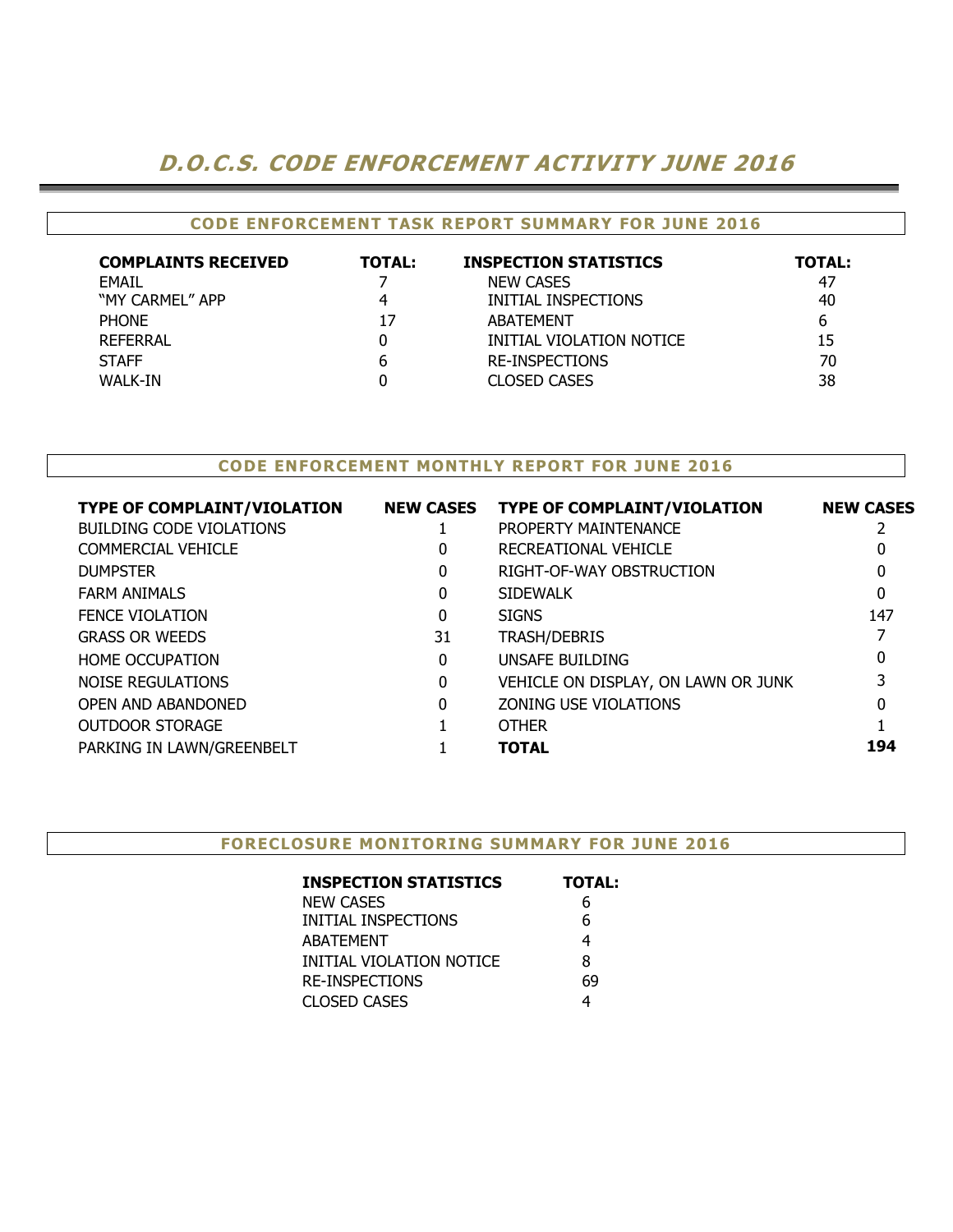# *D.O.C.S. CODE ENFORCEMENT ACTIVITY JUNE 2016*

## CODE ENFORCEMENT TASK REPORT SUMMARY FOR JUNE 2016

| COMPLAINTS RECEIVED | TOTAL: | INSPECTION STATISTICS | TOTAL: |
|---|---|---|---|
| EMAIL | 7 | NEW CASES | 47 |
| "MY CARMEL" APP | 4 | INITIAL INSPECTIONS | 40 |
| PHONE | 17 | ABATEMENT | 6 |
| REFERRAL | 0 | INITIAL VIOLATION NOTICE | 15 |
| STAFF | 6 | RE-INSPECTIONS | 70 |
| WALK-IN | 0 | CLOSED CASES | 38 |

## CODE ENFORCEMENT MONTHLY REPORT FOR JUNE 2016

| TYPE OF COMPLAINT/VIOLATION | NEW CASES | TYPE OF COMPLAINT/VIOLATION | NEW CASES |
|---|---|---|---|
| BUILDING CODE VIOLATIONS | 1 | PROPERTY MAINTENANCE | 2 |
| COMMERCIAL VEHICLE | 0 | RECREATIONAL VEHICLE | 0 |
| DUMPSTER | 0 | RIGHT-OF-WAY OBSTRUCTION | 0 |
| FARM ANIMALS | 0 | SIDEWALK | 0 |
| FENCE VIOLATION | 0 | SIGNS | 147 |
| GRASS OR WEEDS | 31 | TRASH/DEBRIS | 7 |
| HOME OCCUPATION | 0 | UNSAFE BUILDING | 0 |
| NOISE REGULATIONS | 0 | VEHICLE ON DISPLAY, ON LAWN OR JUNK | 3 |
| OPEN AND ABANDONED | 0 | ZONING USE VIOLATIONS | 0 |
| OUTDOOR STORAGE | 1 | OTHER | 1 |
| PARKING IN LAWN/GREENBELT | 1 | **TOTAL** | **194** |

## FORECLOSURE MONITORING SUMMARY FOR JUNE 2016

| INSPECTION STATISTICS | TOTAL: |
|---|---|
| NEW CASES | 6 |
| INITIAL INSPECTIONS | 6 |
| ABATEMENT | 4 |
| INITIAL VIOLATION NOTICE | 8 |
| RE-INSPECTIONS | 69 |
| CLOSED CASES | 4 |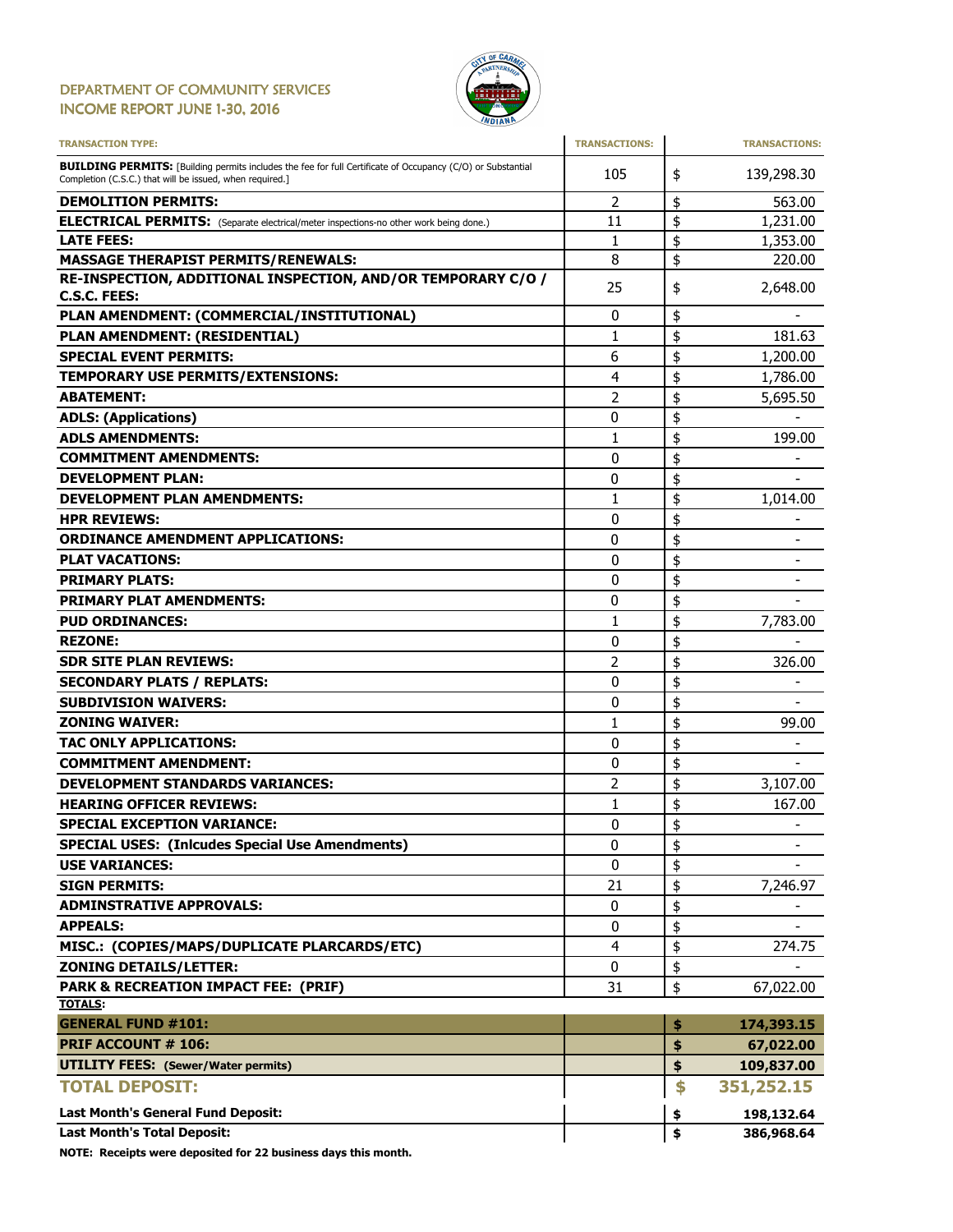# DEPARTMENT OF COMMUNITY SERVICES
## INCOME REPORT JUNE 1-30, 2016

| TRANSACTION TYPE: | TRANSACTIONS: | | TRANSACTIONS: |
|---|---|---|---|
| **BUILDING PERMITS:** [Building permits includes the fee for full Certificate of Occupancy (C/O) or Substantial Completion (C.S.C.) that will be issued, when required.] | 105 | $ | 139,298.30 |
| **DEMOLITION PERMITS:** | 2 | $ | 563.00 |
| **ELECTRICAL PERMITS:** (Separate electrical/meter inspections-no other work being done.) | 11 | $ | 1,231.00 |
| **LATE FEES:** | 1 | $ | 1,353.00 |
| **MASSAGE THERAPIST PERMITS/RENEWALS:** | 8 | $ | 220.00 |
| **RE-INSPECTION, ADDITIONAL INSPECTION, AND/OR TEMPORARY C/O / C.S.C. FEES:** | 25 | $ | 2,648.00 |
| **PLAN AMENDMENT: (COMMERCIAL/INSTITUTIONAL)** | 0 | $ | - |
| **PLAN AMENDMENT: (RESIDENTIAL)** | 1 | $ | 181.63 |
| **SPECIAL EVENT PERMITS:** | 6 | $ | 1,200.00 |
| **TEMPORARY USE PERMITS/EXTENSIONS:** | 4 | $ | 1,786.00 |
| **ABATEMENT:** | 2 | $ | 5,695.50 |
| **ADLS: (Applications)** | 0 | $ | - |
| **ADLS AMENDMENTS:** | 1 | $ | 199.00 |
| **COMMITMENT AMENDMENTS:** | 0 | $ | - |
| **DEVELOPMENT PLAN:** | 0 | $ | - |
| **DEVELOPMENT PLAN AMENDMENTS:** | 1 | $ | 1,014.00 |
| **HPR REVIEWS:** | 0 | $ | - |
| **ORDINANCE AMENDMENT APPLICATIONS:** | 0 | $ | - |
| **PLAT VACATIONS:** | 0 | $ | - |
| **PRIMARY PLATS:** | 0 | $ | - |
| **PRIMARY PLAT AMENDMENTS:** | 0 | $ | - |
| **PUD ORDINANCES:** | 1 | $ | 7,783.00 |
| **REZONE:** | 0 | $ | - |
| **SDR SITE PLAN REVIEWS:** | 2 | $ | 326.00 |
| **SECONDARY PLATS / REPLATS:** | 0 | $ | - |
| **SUBDIVISION WAIVERS:** | 0 | $ | - |
| **ZONING WAIVER:** | 1 | $ | 99.00 |
| **TAC ONLY APPLICATIONS:** | 0 | $ | - |
| **COMMITMENT AMENDMENT:** | 0 | $ | - |
| **DEVELOPMENT STANDARDS VARIANCES:** | 2 | $ | 3,107.00 |
| **HEARING OFFICER REVIEWS:** | 1 | $ | 167.00 |
| **SPECIAL EXCEPTION VARIANCE:** | 0 | $ | - |
| **SPECIAL USES: (Inlcudes Special Use Amendments)** | 0 | $ | - |
| **USE VARIANCES:** | 0 | $ | - |
| **SIGN PERMITS:** | 21 | $ | 7,246.97 |
| **ADMINSTRATIVE APPROVALS:** | 0 | $ | - |
| **APPEALS:** | 0 | $ | - |
| **MISC.: (COPIES/MAPS/DUPLICATE PLARCARDS/ETC)** | 4 | $ | 274.75 |
| **ZONING DETAILS/LETTER:** | 0 | $ | - |
| **PARK & RECREATION IMPACT FEE: (PRIF)** | 31 | $ | 67,022.00 |
| **TOTALS:** | | | |
| **GENERAL FUND #101:** | | **$** | **174,393.15** |
| **PRIF ACCOUNT # 106:** | | **$** | **67,022.00** |
| **UTILITY FEES: (Sewer/Water permits)** | | **$** | **109,837.00** |
| **TOTAL DEPOSIT:** | | **$** | **351,252.15** |
| **Last Month's General Fund Deposit:** | | **$** | **198,132.64** |
| **Last Month's Total Deposit:** | | **$** | **386,968.64** |

**NOTE: Receipts were deposited for 22 business days this month.**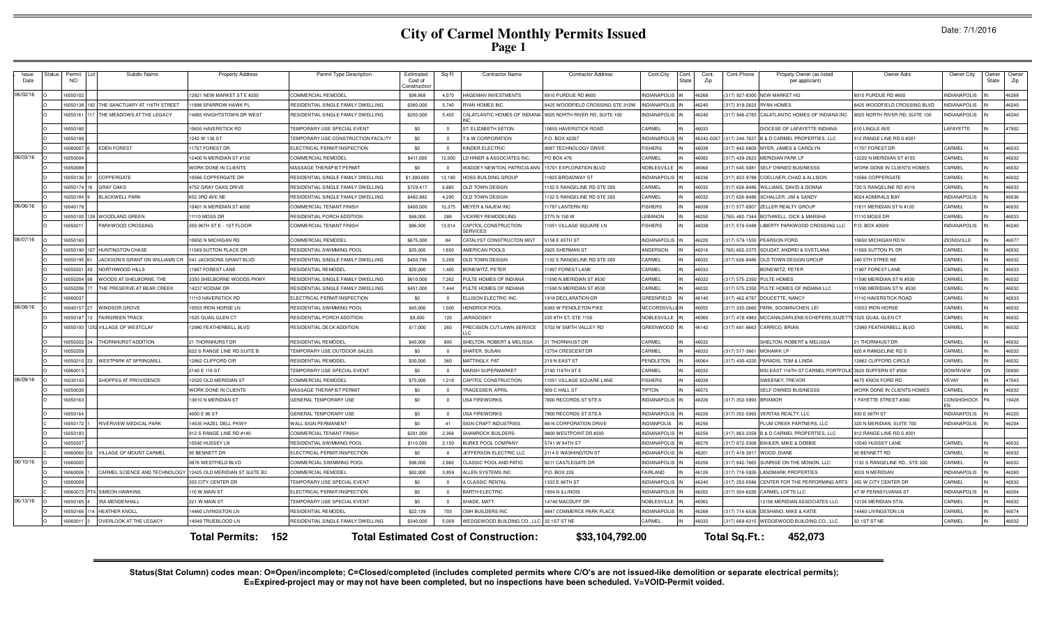# City of Carmel Monthly Permits Issued

Date: 7/1/2016

| Issue Date | Status | Permit NO | Lot | Subdiv Name | Property Address | Permit Type Description | Estimated Cost of Construction | Sq Ft | Contractor Name | Contractor Address | Cont.City | Cont. State | Cont. Zip | Cont.Phone | Propety Owner (as listed per applicant) | Owner Adrs | Owner City | Owner State | Owner Zip |
|---|---|---|---|---|---|---|---|---|---|---|---|---|---|---|---|---|---|---|---|
| 06/02/16 | O | 16050102 | | | 12821 NEW MARKET ST E #200 | COMMERCIAL REMODEL | $98,868 | 4,070 | HAGEMAN INVESTMENTS | 8910 PURDUE RD #600 | INDIANAPOLIS | IN | 46268 | (317) 927-8300 | NEW MARKET HG | 8910 PURDUE RD #600 | INDIANAPOLIS | IN | 46268 |
| | O | 16050138 | 192 | THE SANCTUARY AT 116TH STREET | 11998 SPARROW HAWK PL | RESIDENTIAL SINGLE FAMILY DWELLING | $380,000 | 5,740 | RYAN HOMES INC | 8425 WOODFIELD CROSSING STE 310W | INDIANAPOLIS | IN | 46240 | (317) 819-2623 | RYAN HOMES | 8425 WOODFIELD CROSSING BLVD | INDIANAPOLIS | IN | 46240 |
| | O | 16050161 | 117 | THE MEADOWS AT THE LEGACY | 14065 KNIGHTSTOWN DR WEST | RESIDENTIAL SINGLE FAMILY DWELLING | $250,000 | 5,455 | CALATLANTIC HOMES OF INDIANA INC | 9025 NORTH RIVER RD, SUITE 100 | INDIANAPOLIS | IN | 46240 | (317) 846-2783 | CALATLANTIC HOMES OF INDIANA INC | 9025 NORTH RIVER RD, SUITE 100 | INDIANAPOLIS | IN | 46240 |
| | O | 16050180 | | | 10655 HAVERSTICK RD | TEMPORARY USE SPECIAL EVENT | $0 | 0 | ST. ELIZABETH SETON | 10655 HAVERSTICK ROAD | CARMEL | IN | 46033 | | DIOCESE OF LAFAYETTE INDIANA | 610 LINGLE AVE | LAFAYETTE | IN | 47902 |
| | O | 16050188 | | | 1242 W 136 ST | TEMPORARY USE CONSTRUCTION FACILITY | $0 | 0 | T & W CORPORATION | P.O. BOX 42267 | INDIANAPOLIS | IN | 46242-0267 | (317) 244-7637 | B & D CARMEL PROPERTIES, LLC | 912 RANGE LINE RD S #201 | | | |
| | C | 16060007 | 6 | EDEN FOREST | 11707 FOREST DR | ELECTRICAL PERMIT/INSPECTION | $0 | 0 | KINDER ELECTRIC | 9087 TECHNOLOGY DRIVE | FISHERS | IN | 46038 | (317) 842-0809 | MYER, JAMES & CAROLYN | 11707 FOREST DR | CARMEL | IN | 46033 |
| 06/03/16 | O | 16050004 | | | 12400 N MERIDIAN ST #150 | COMMERCIAL REMODEL | $411,000 | 12,000 | LD HINER & ASSOCIATES INC. | PO BOX 476 | CARMEL | IN | 46082 | (317) 439-2623 | MERIDIAN PARK LP | 12220 N MERIDIAN ST #155 | CARMEL | IN | 46032 |
| | O | 16050088 | | | WORK DONE IN CLIENTS | MASSAGE THERAPIST PERMIT | $0 | 0 | WADDEY NEWTON, PATRICIA ANN | 15701 EXPLORATION BLVD | NOBLESVILLE | IN | 46060 | (317) 645-5081 | SELF OWNED BUSINESSS | WORK DONE IN CLIENTS HOMES | CARMEL | IN | 46032 |
| | O | 16050136 | 31 | COPPERGATE | 10566 COPPERGATE DR | RESIDENTIAL SINGLE FAMILY DWELLING | $1,300,000 | 13,180 | HOSS BUILDING GROUP | 11825 BROADWAY ST | INDIANAPOLIS | IN | 46236 | (317) 823-9788 | COELLNER, CHAD & ALLISON | 10566 COPPERGATE | CARMEL | IN | 46032 |
| | O | 16050174 | 16 | GRAY OAKS | 4752 GRAY OAKS DRIVE | RESIDENTIAL SINGLE FAMILY DWELLING | $729,417 | 6,885 | OLD TOWN DESIGN | 1132 S RANGELINE RD STE 200 | CARMEL | IN | 46032 | (317) 626-8486 | WILLIAMS, DAVID & DONNA | 720 S RANGELINE RD #319 | CARMEL | IN | 46032 |
| | O | 16050184 | 9 | BLACKWELL PARK | 652 3RD AVE NE | RESIDENTIAL SINGLE FAMILY DWELLING | $492,882 | 4,290 | OLD TOWN DESIGN | 1132 S RANGELINE RD STE 200 | CARMEL | IN | 46032 | (317) 626-8486 | SCHALLER, JIM & SANDY | 9024 ADMIRALS BAY | INDIANAPOLIS | IN | 46036 |
| 06/06/16 | O | 16040178 | | | 10401 N MERIDIAN ST #200 | COMMERCIAL TENANT FINISH | $400,000 | 10,375 | MEYER & NAJEM INC | 11787 LANTERN RD | FISHERS | IN | 46038 | (317) 577-0007 | ZELLER REALTY GROUP | 11611 MERIDIAN ST N #120 | CARMEL | IN | 46032 |
| | O | 16050100 | 128 | WOODLAND GREEN | 11110 MOSS DR | RESIDENTIAL PORCH ADDITION | $48,000 | 288 | VICKREY REMODELING | 2775 N 150 W | LEBANON | IN | 46250 | (765) 482-7344 | BOTHWELL, DICK & MARSHA | 11110 MOSS DR | CARMEL | IN | 46033 |
| | O | 16050211 | | PARKWOOD CROSSING | 350 96TH ST E - 1ST FLOOR | COMMERCIAL TENANT FINISH | $86,500 | 13,014 | CAPITOL CONSTRUCTION SERVICES | 11051 VILLAGE SQUARE LN | FISHERS | IN | 46038 | (317) 574-5488 | LIBERTY PARKWOOD CROSSING LLC | P.O. BOX 40509 | INDIANAPOLIS | IN | 46240 |
| 06/07/16 | O | 16050160 | | | 10650 N MICHIGAN RD | COMMERCIAL REMODEL | $675,000 | 84 | CATALYST CONSTRUCTON MGT | 5158 E 65TH ST | INDIANAPOLIS | IN | 46220 | (317) 579-1555 | PEARSON FORD | 10650 MICHIGAN RD N | ZIONSVILLE | IN | 46077 |
| | O | 16050190 | 107 | HUNTINGTON CHASE | 11569 SUTTON PLACE DR | RESIDENTIAL SWIMMING POOL | $25,000 | 1,650 | AMERICAN POOLS | 2925 SHERMAN ST | ANDERSON | IN | 46016 | (765) 602-2375 | SOUDAT, ANDREI & SVETLANA | 11569 SUTTON PL DR | CARMEL | IN | 46032 |
| | O | 16050195 | 61 | JACKSON'S GRANT ON WILLIAMS CR | 541 JACKSONS GRANT BLVD | RESIDENTIAL SINGLE FAMILY DWELLING | $450,795 | 5,209 | OLD TOWN DESIGN | 1132 S RANGELINE RD STE 200 | CARMEL | IN | 46032 | (317) 626-8486 | OLD TOWN DESIGN GROUP | 240 5TH STREE NE | CARMEL | IN | 46032 |
| | O | 16050201 | 43 | NORTHWOOD HILLS | 11907 FOREST LANE | RESIDENTIAL REMODEL | $20,000 | 1,400 | BONEWITZ, PETER | 11907 FOREST LANE | CARMEL | IN | 46033 | | BONEWITZ, PETER | 11907 FOREST LANE | CARMEL | IN | 46033 |
| | O | 16050204 | 99 | WOODS AT SHELBORNE, THE | 3350 SHELBORNE WOODS PKWY | RESIDENTIAL SINGLE FAMILY DWELLING | $610,000 | 7,262 | PULTE HOMES OF INDIANA | 11590 N MERIDIAN ST #530 | CARMEL | IN | 46032 | (317) 575-2350 | PULTE HOMES | 11590 MERIDIAN ST N #530 | CARMEL | IN | 46032 |
| | O | 16050206 | 77 | THE PRESERVE AT BEAR CREEK | 14237 KODIAK DR | RESIDENTIAL SINGLE FAMILY DWELLING | $451,000 | 7,444 | PULTE HOMES OF INDIANA | 11590 N MERIDIAN ST #530 | CARMEL | IN | 46032 | (317) 575-2350 | PULTE HOMES OF INDIANA LLC | 11590 MERIDIAN ST N #530 | CARMEL | IN | 46032 |
| | C | 16060037 | | | 11110 HAVERSTICK RD | ELECTRICAL PERMIT/INSPECTION | $0 | 0 | ELLISON ELECTRIC INC. | 1918 DECLARATION DR | GREENFIELD | IN | 46140 | (317) 462-6787 | DOUCETTE, NANCY | 11110 HAVERSTICK ROAD | CARMEL | IN | 46033 |
| 06/08/16 | O | 16040157 | 27 | WINDSOR GROVE | 10553 IRON HORSE LN | RESIDENTIAL SWIMMING POOL | $45,000 | 1,500 | HENDRICK POOL | 6383 W PENDLETON PIKE | MCCORDSVILLE | IN | 46055 | (317) 335-2660 | PARK, SOOMIN/CHEN, LEI | 10553 IRON HORSE | CARMEL | IN | 46032 |
| | O | 16050187 | 13 | FAIRGREEN TRACE | 1525 QUAIL GLEN CT | RESIDENTIAL PORCH ADDITION | $9,000 | 120 | JARAGOSKY | 235 8TH ST, STE 1150 | NOBLESVILLE | IN | 46060 | (317) 478-4983 | MCCANN,DARLENE/SCHEPERS,SUZETTE | 1525 QUAIL GLEN CT | CARMEL | IN | 46032 |
| | O | 16050193 | 1252 | VILLAGE OF WESTCLAY | 12980 FEATHERBELL BLVD | RESIDENTIAL DECK ADDITION | $17,000 | 260 | PRECISION CUT LAWN SERVICE LLC | 5703 W SMITH VALLEY RD | GREENWOOD | IN | 46142 | (317) 691-8663 | CARRICO, BRIAN | 12980 FEATHERBELL BLVD | CARMEL | IN | 46032 |
| | O | 16050202 | 34 | THORNHURST ADDITION | 21 THORNHURST DR | RESIDENTIAL REMODEL | $45,000 | 800 | SHELTON, ROBERT & MELISSA | 21 THORNHUST DR | CARMEL | IN | 46032 | | SHELTON, ROBERT & MELISSA | 21 THORNHUST DR | CARMEL | IN | 46032 |
| | O | 16050209 | | | 622 S RANGE LINE RD SUITE B | TEMPORARY USE OUTDOOR SALES | $0 | 0 | SHAFER, SUSAN | 12754 CRESCENT DR | CARMEL | IN | 46032 | (317) 517-3661 | MOHAWK LP | 620 A RANGELINE RD S | CARMEL | IN | 46032 |
| | O | 16050210 | 23 | WESTPARK AT SPRINGMILL | 12862 CLIFFORD CIR | RESIDENTIAL REMODEL | $30,000 | 360 | MATTINGLY, PAT | 219 N EAST ST | PENDLETON | IN | 46064 | (317) 430-4220 | PARADIS, TOM & LINDA | 12862 CLIFFORD CIRCLE | CARMEL | IN | 46032 |
| | O | 16060013 | | | 2140 E 116 ST | TEMPORARY USE SPECIAL EVENT | $0 | 0 | MARSH SUPERMARKET | 2140 116TH ST E | CARMEL | IN | 46032 | | MSI EAST 116TH ST CARMEL PORTFOLIO | 3625 DUFFERN ST #500 | DOWNVIEW | ON | 00000 |
| 06/09/16 | O | 16030143 | | SHOPPES AT PROVIDENCE | 12525 OLD MERIDIAN ST | COMMERCIAL REMODEL | $75,000 | 1,218 | CAPITOL CONSTRUCTION | 11051 VILLAGE SQUARE LANE | FISHERS | IN | 46038 | | SWEENEY, TREVOR | 4675 KNOX FORD RD | VEVAY | IN | 47043 |
| | O | 16050030 | | | WORK DONE IN CLIENTS | MASSAGE THERAPIST PERMIT | $0 | 0 | TRAGESSER, APRIL | 909 C HALL ST | TIPTON | IN | 46072 | | SELF OWNED BUSINESSS | WORK DONE IN CLIENTS HOMES | CARMEL | IN | 46032 |
| | O | 16050163 | | | 13610 N MERIDIAN ST | GENERAL TEMPORARY USE | $0 | 0 | USA FIREWORKS | 7800 RECORDS ST STE A | INDIANAPOLIS | IN | 46226 | (317) 352-5993 | BRIXMOR | 1 FAYETTE STREET #300 | CONSHOHOCKEN | PA | 19428 |
| | O | 16050164 | | | 4000 E 96 ST | GENERAL TEMPORARY USE | $0 | 0 | USA FIREWORKS | 7800 RECORDS ST STE A | INDIANAPOLIS | IN | 46226 | (317) 352-5993 | VERITAS REALTY, LLC | 930 E 66TH ST | INDIANAPOLIS | IN | 46220 |
| | O | 16050172 | 1 | RIVERVIEW MEDICAL PARK | 14535 HAZEL DELL PKWY | WALL SIGN PERMANENT | $0 | 41 | SIGN CRAFT INDUSTRIES | 8816 CORPORATION DRIVE | INDIANPOLIS | IN | 46256 | | PLUM CREEK PARTNERS, LLC | 320 N MERIDIAN, SUITE 700 | INDIANAPOLIS | IN | 46204 |
| | O | 16050183 | | | 912 S RANGE LINE RD #140 | COMMERCIAL TENANT FINISH | $291,000 | 2,368 | SHAMROCK BUILDERS | 9800 WESTPOINT DR #200 | INDIANAPOLIS | IN | 46256 | (317) 863-3358 | B & D CARMEL PROPERTIES, LLC | 912 RANGE LINE RD S #201 | | | |
| | O | 16050207 | | | 10540 HUSSEY LN | RESIDENTIAL SWIMMING POOL | $110,000 | 2,150 | BURKE POOL COMPANY | 5741 W 84TH ST | INDIANAPOLIS | IN | 46278 | (317) 872-5308 | BAHLER, MIKE & DEBBIE | 10540 HUSSEY LANE | CARMEL | IN | 46032 |
| | C | 16060060 | 53 | VILLAGE OF MOUNT CARMEL | 95 BENNETT DR | ELECTRICAL PERMIT/INSPECTION | $0 | 0 | JEFFERSON ELECTRIC LLC | 2114 E WASHINGTON ST | INDIANAPOLIS | IN | 46201 | (317) 418-3917 | WOOD, DIANE | 95 BENNETT RD | CARMEL | IN | 46032 |
| 06/10/16 | O | 16060005 | | | 9876 WESTFIELD BLVD | COMMERCIAL SWIMMING POOL | $98,000 | 2,860 | CLASSIC POOL AND PATIO | 9211 CASTLEGATE DR | INDIANAPOLIS | IN | 46256 | (317) 842-7665 | SUNRISE ON THE MONON, LLC | 1132 S RANGELINE RD., STE 200 | CARMEL | IN | 46032 |
| | O | 16060006 | 1 | CARMEL SCIENCE AND TECHNOLOGY | 12425 OLD MERIDIAN ST SUITE B2 | COMMERCIAL REMODEL | $82,000 | 3,859 | ALLEN SYSTEMS INC | P.O. BOX 226 | FAIRLAND | IN | 46126 | (317) 716-5926 | LANDMARK PROPERTIES | 9333 N MERIDIAN | INDIANAPOLIS | IN | 46260 |
| | O | 16060009 | | | 355 CITY CENTER DR | TEMPORARY USE SPECIAL EVENT | $0 | 0 | A CLASSIC RENTAL | 1333 E 86TH ST | INDIANAPOLIS | IN | 46240 | (317) 253-0586 | CENTER FOR THE PERFORMING ARTS | 355 W CITY CENTER DR | CARMEL | IN | 46032 |
| | C | 16060073 | PT4 | SIMEON HAWKINS | 110 W MAIN ST | ELECTRICAL PERMIT/INSPECTION | $0 | 0 | BARTH ELECTRIC | 1934 N ILLINOIS | INDIANAPOLIS | IN | 46202 | (317) 924-6226 | CARMEL LOFTS LLC | 47 W PENNSYLVANIA ST | INDIANAPOLIS | IN | 46204 |
| 06/13/16 | O | 16050165 | 4 | IRA MENDENHALL | 221 W MAIN ST | TEMPORARY USE SPECIAL EVENT | $0 | 0 | SHADE, MATT | 14740 MACDUFF DR | NOBLESVILLE | IN | 46062 | | 12156 MERIDIAN ASSOCIATES LLC | 12156 MERIDIAN ST.N. | CARMEL | IN | 46032 |
| | O | 16050166 | 114 | HEATHER KNOLL | 14460 LIVINGSTON LN | RESIDENTIAL REMODEL | $22,139 | 703 | CMH BUILDERS INC | 8847 COMMERCE PARK PLACE | INDIANAPOLIS | IN | 46268 | (317) 714-6536 | DESHANO, MIKE & KATIE | 14460 LIVINGSTON LN | CARMEL | IN | 46074 |
| | O | 16060011 | 3 | OVERLOOK AT THE LEGACY | 14049 TRUEBLOOD LN | RESIDENTIAL SINGLE FAMILY DWELLING | $340,000 | 5,009 | WEDGEWOOD BUILDING CO., LLC | 32 1ST ST NE | CARMEL | IN | 46032 | (317) 669-6315 | WEDGEWOOD BUILDING CO., LLC | 32 1ST ST NE | CARMEL | IN | 46032 |

**Total Permits: 152** **Total Estimated Cost of Construction: $33,104,792.00** **Total Sq.Ft.: 452,073**

**Status(Stat Column) codes mean: O=Open/incomplete; C=Closed/completed (includes completed permits where C/O's are not issued-like demolition or separate electrical permits); E=Expired-project may or may not have been completed, but no inspections have been scheduled. V=VOID-Permit voided.**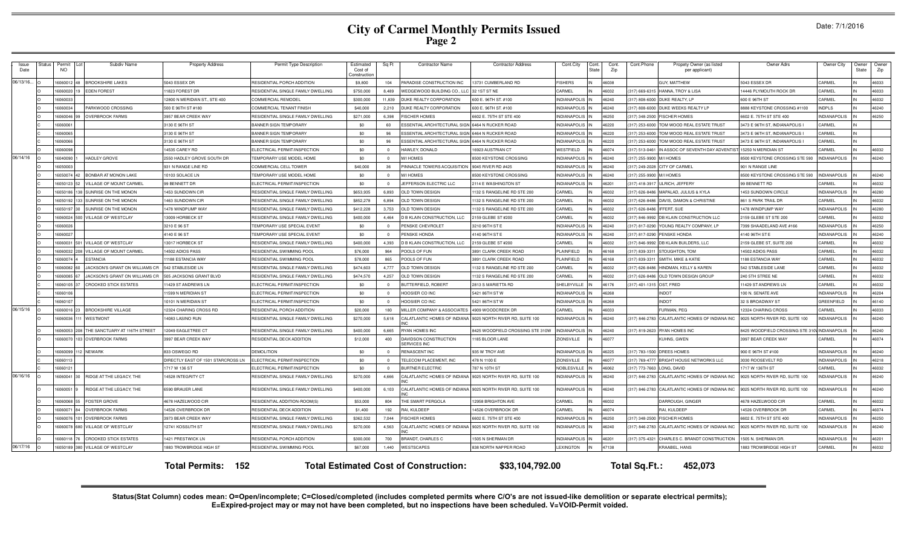# City of Carmel Monthly Permits Issued
## Page 2

Date: 7/1/2016

| Issue Date | Status | Permit NO | Lot | Subdiv Name | Property Address | Permit Type Description | Estimated Cost of Construction | Sq Ft | Contractor Name | Contractor Address | Cont.City | Cont. State | Cont. Zip | Cont.Phone | Propety Owner (as listed per applicant) | Owner Adrs | Owner City | Owner State | Owner Zip |
|---|---|---|---|---|---|---|---|---|---|---|---|---|---|---|---|---|---|---|---|
| 06/13/16... | O | 16060012 | 48 | BROOKSHIRE LAKES | 5043 ESSEX DR | RESIDENTIAL PORCH ADDITION | $9,800 | 104 | PARADISE CONSTRUCTION INC | 13731 CUMBERLAND RD | FISHERS | IN | 46038 | | GUY, MATTHEW | 5043 ESSEX DR | CARMEL | IN | 46033 |
| | O | 16060020 | 19 | EDEN FOREST | 11823 FOREST DR | RESIDENTIAL SINGLE FAMILY DWELLING | $750,000 | 8,489 | WEDGEWOOD BUILDING CO., LLC | 32 1ST ST NE | CARMEL | IN | 46032 | (317) 669-6315 | HANNA, TROY & LISA | 14446 PLYMOUTH ROCK DR | CARMEL | IN | 46033 |
| | O | 16060033 | | | 12800 N MERIDIAN ST., STE 400 | COMMERCIAL REMODEL | $300,000 | 11,839 | DUKE REALTY CORPORATION | 600 E. 96TH ST. #100 | INDIANAPOLIS | IN | 46240 | (317) 808-6000 | DUKE REALTY, LP | 600 E 96TH ST | CARMEL | IN | 46032 |
| | O | 16060034 | | PARKWOOD CROSSING | 500 E 96TH ST #180 | COMMERCIAL TENANT FINISH | $40,000 | 2,210 | DUKE REALTY CORPORATION | 600 E. 96TH ST. #100 | INDIANAPOLIS | IN | 46240 | (317) 808-6000 | DUKE WEEKS REALTY LP | 8888 KEYSTONE CROSSING #1100 | INDPLS | IN | 46240 |
| | O | 16060046 | 99 | OVERBROOK FARMS | 3957 BEAR CREEK WAY | RESIDENTIAL SINGLE FAMILY DWELLING | $271,000 | 6,398 | FISCHER HOMES | 6602 E. 75TH ST STE 400 | INDIANAPOLIS | IN | 46250 | (317) 348-2500 | FISCHER HOMES | 6602 E. 75TH ST STE 400 | INDIANAPOLIS | IN | 46250 |
| | C | 16060061 | | | 3130 E 96TH ST | BANNER SIGN TEMPORARY | $0 | 60 | ESSENTIAL ARCHITECTURAL SIGN | 6464 N RUCKER ROAD | INDIANAPOLIS | IN | 46220 | (317) 253-6000 | TOM WOOD REAL ESTATE TRUST | 3473 E 96TH ST, INDIANAPOLIS I | CARMEL | IN | |
| | C | 16060065 | | | 3130 E 96TH ST | BANNER SIGN TEMPORARY | $0 | 96 | ESSENTIAL ARCHITECTURAL SIGN | 6464 N RUCKER ROAD | INDIANAPOLIS | IN | 46220 | (317) 253-6000 | TOM WOOD REAL ESTATE TRUST | 3473 E 96TH ST, INDIANAPOLIS I | CARMEL | IN | |
| | C | 16060066 | | | 3130 E 96TH ST | BANNER SIGN TEMPORARY | $0 | 96 | ESSENTIAL ARCHITECTURAL SIGN | 6464 N RUCKER ROAD | INDIANAPOLIS | IN | 46220 | (317) 253-6000 | TOM WOOD REAL ESTATE TRUST | 3473 E 96TH ST, INDIANAPOLIS I | CARMEL | IN | |
| | O | 16060098 | | | 14535 CAREY RD | ELECTRICAL PERMIT/INSPECTION | $0 | 0 | HAWLEY, DONALD | 16923 AUSTRIAN CT | WESTFIELD | IN | 46074 | (317) 513-0461 | IN ASSOC OF SEVENTH DAY ADVENTIST | 15250 N MERIDIAN ST | CARMEL | IN | 46032 |
| 06/14/16 | O | 16040090 | 1 | HADLEY GROVE | 2550 HADLEY GROVE SOUTH DR | TEMPORARY USE MODEL HOME | $0 | 0 | M/I HOMES | 8500 KEYSTONE CROSSING | INDIANAPOLIS | IN | 46240 | (317) 255-9900 | M/I HOMES | 8500 KEYSTONE CROSSING STE 590 | INDIANAPOLIS | IN | 46240 |
| | O | 16050003 | | | 931 N RANGE LINE RD | COMMERCIAL CELL TOWER | $40,000 | 36 | PINNACLE TOWERS ACQUISITION | 9045 RIVER RD #425 | INDIANAPOLIS | IN | 46240 | (317) 249-2028 | CITY OF CARMEL | 901 N RANGE LINE | | | |
| | O | 16050074 | 42 | BONBAR AT MONON LAKE | 10103 SOLACE LN | TEMPORARY USE MODEL HOME | $0 | 0 | M/I HOMES | 8500 KEYSTONE CROSSING | INDIANAPOLIS | IN | 46240 | (317) 255-9900 | M/I HOMES | 8500 KEYSTONE CROSSING STE 590 | INDIANAPOLIS | IN | 46240 |
| | O | 16050123 | 52 | VILLAGE OF MOUNT CARMEL | 99 BENNETT DR | ELECTRICAL PERMIT/INSPECTION | $0 | 0 | JEFFERSON ELECTRIC LLC | 2114 E WASHINGTON ST | INDIANAPOLIS | IN | 46201 | (317) 418-3917 | ULRICH, JEFFERY | 99 BENNETT RD | CARMEL | IN | 46032 |
| | O | 16050186 | 138 | SUNRISE ON THE MONON | 1453 SUNDOWN CIR | RESIDENTIAL SINGLE FAMILY DWELLING | $653,935 | 6,893 | OLD TOWN DESIGN | 1132 S RANGELINE RD STE 200 | CARMEL | IN | 46032 | (317) 626-8486 | MAPALAD, JULIUS & KYLA | 1453 SUNDOWN CIRCLE | INDIANAPOLIS | IN | 46280 |
| | O | 16050192 | 133 | SUNRISE ON THE MONON | 1463 SUNDOWN CIR | RESIDENTIAL SINGLE FAMILY DWELLING | $852,278 | 6,894 | OLD TOWN DESIGN | 1132 S RANGELINE RD STE 200 | CARMEL | IN | 46032 | (317) 626-8486 | DAVIS, DAMON & CHRISTINE | 861 S PARK TRAIL DR | CARMEL | IN | 46032 |
| | O | 16050197 | 30 | SUNRISE ON THE MONON | 1478 WINDPUMP WAY | RESIDENTIAL SINGLE FAMILY DWELLING | $412,228 | 3,753 | OLD TOWN DESIGN | 1132 S RANGELINE RD STE 200 | CARMEL | IN | 46032 | (317) 626-8486 | IFFERT, SUE | 1478 WINDPUMP WAY | INDIANAPOLIS | IN | 46280 |
| | O | 16060024 | 500 | VILLAGE OF WESTCLAY | 13009 HORBECK ST | RESIDENTIAL SINGLE FAMILY DWELLING | $400,000 | 4,464 | D B KLAIN CONSTRUCTION, LLC | 2159 GLEBE ST #200 | CARMEL | IN | 46032 | (317) 846-9992 | DB KLAIN CONSTRUCTION LLC | 2159 GLEBE ST STE 200 | CARMEL | IN | 46032 |
| | O | 16060026 | | | 3210 E 96 ST | TEMPORARY USE SPECIAL EVENT | $0 | 0 | PENSKE CHEVROLET | 3210 96TH ST E | INDIANAPOLIS | IN | 46240 | (317) 817-0290 | YOUNG REALTY COMPANY, LP | 7399 SHAADELAND AVE #166 | INDIANAPOLIS | IN | 46250 |
| | O | 16060027 | | | 4140 E 96 ST | TEMPORARY USE SPECIAL EVENT | $0 | 0 | PENSKE HONDA | 4140 96TH ST E | INDIANAPOLIS | IN | 46240 | (317) 817-0290 | PENSKE HONDA | 4140 96TH ST E | INDIANAPOLIS | IN | 46240 |
| | O | 16060031 | 501 | VILLAGE OF WESTCLAY | 13017 HORBECK ST | RESIDENTIAL SINGLE FAMILY DWELLING | $400,000 | 4,393 | D B KLAIN CONSTRUCTION, LLC | 2159 GLEBE ST #200 | CARMEL | IN | 46032 | (317) 846-9992 | DB KLAIN BUILDERS, LLC | 2159 GLEBE ST, SUITE 200 | CARMEL | IN | 46032 |
| | O | 16060032 | 208 | VILLAGE OF MOUNT CARMEL | 14502 ADIOS PASS | RESIDENTIAL SWIMMING POOL | $76,000 | 964 | POOLS OF FUN | 3891 CLARK CREEK ROAD | PLAINFIELD | IN | 46168 | (317) 839-3311 | STOUGHTON, TOM | 14502 ADIOS PASS | CARMEL | IN | 46032 |
| | O | 16060074 | 4 | ESTANCIA | 11188 ESTANCIA WAY | RESIDENTIAL SWIMMING POOL | $78,000 | 865 | POOLS OF FUN | 3891 CLARK CREEK ROAD | PLAINFIELD | IN | 46168 | (317) 839-3311 | SMITH, MIKE & KATIE | 1188 ESTANCIA WAY | CARMEL | IN | 46032 |
| | O | 16060082 | 60 | JACKSON'S GRANT ON WILLIAMS CR | 542 STABLESIDE LN | RESIDENTIAL SINGLE FAMILY DWELLING | $474,603 | 4,777 | OLD TOWN DESIGN | 1132 S RANGELINE RD STE 200 | CARMEL | IN | 46032 | (317) 626-8486 | HINDMAN, KELLY & KAREN | 542 STABLESIDE LANE | CARMEL | IN | 46032 |
| | O | 16060085 | 67 | JACKSON'S GRANT ON WILLIAMS CR | 505 JACKSONS GRANT BLVD | RESIDENTIAL SINGLE FAMILY DWELLING | $474,570 | 4,257 | OLD TOWN DESIGN | 1132 S RANGELINE RD STE 200 | CARMEL | IN | 46032 | (317) 626-8486 | OLD TOWN DESIGN GROUP | 240 5TH STREE NE | CARMEL | IN | 46032 |
| | C | 16060105 | 37 | CROOKED STICK ESTATES | 11429 ST ANDREWS LN | ELECTRICAL PERMIT/INSPECTION | $0 | 0 | BUTTERFIELD, ROBERT | 2813 S MARIETTA RD | SHELBYVILLE | IN | 46176 | (317) 401-1315 | OST, FRED | 11429 ST ANDREWS LN | CARMEL | IN | 46032 |
| | C | 16060106 | | | 11599 N MERIDIAN ST | ELECTRICAL PERMIT/INSPECTION | $0 | 0 | HOOSIER CO INC | 5421 86TH ST W | INDIANAPOLIS | IN | 46268 | | INDOT | 100 N. SENATE AVE | INDIANAPOLIS | IN | 46204 |
| | C | 16060107 | | | 10101 N MERIDIAN ST | ELECTRICAL PERMIT/INSPECTION | $0 | 0 | HOOSIER CO INC | 5421 86TH ST W | INDIANAPOLIS | IN | 46268 | | INDOT | 32 S BROADWAY ST | GREENFIELD | IN | 46140 |
| 06/15/16 | O | 16060016 | 23 | BROOKSHIRE VILLAGE | 12324 CHARING CROSS RD | RESIDENTIAL PORCH ADDITION | $20,000 | 180 | MILLER COMPANY & ASSOCIATES | 4909 WOODCREEK DR | CARMEL | IN | 46033 | | FURMAN, PEG | 12324 CHARING CROSS | CARMEL | IN | 46033 |
| | O | 16060036 | 111 | WESTMONT | 14083 LASINO RUN | RESIDENTIAL SINGLE FAMILY DWELLING | $270,000 | 5,618 | CALATLANTIC HOMES OF INDIANA INC | 9025 NORTH RIVER RD, SUITE 100 | INDIANAPOLIS | IN | 46240 | (317) 846-2783 | CALATLANTIC HOMES OF INDIANA INC | 9025 NORTH RIVER RD, SUITE 100 | INDIANAPOLIS | IN | 46240 |
| | O | 16060053 | 208 | THE SANCTUARY AT 116TH STREET | 12049 EAGLETREE CT | RESIDENTIAL SINGLE FAMILY DWELLING | $400,000 | 6,665 | RYAN HOMES INC | 8425 WOODFIELD CROSSING STE 310W | INDIANAPOLIS | IN | 46240 | (317) 819-2623 | RYAN HOMES INC | 8425 WOODFIELD CROSSING STE 310W | INDIANAPOLIS | IN | 46240 |
| | O | 16060070 | 103 | OVERBROOK FARMS | 3997 BEAR CREEK WAY | RESIDENTIAL DECK ADDITION | $12,000 | 400 | DAVIDSON CONSTRUCTION SERVICES INC | 1185 BLOOR LANE | ZIONSVILLE | IN | 46077 | | KUHNS, GWEN | 3997 BEAR CREEK WAY | CARMEL | IN | 46074 |
| | O | 16060099 | 112 | NEWARK | 833 OSWEGO RD | DEMOLITION | $0 | 0 | RENASCENT INC | 935 W TROY AVE | INDIANAPOLIS | IN | 46225 | (317) 783-1500 | DREES HOMES | 900 E 96TH ST #100 | INDIANAPOLIS | IN | 46240 |
| | C | 16060113 | | | DIRECTLY EAST OF 1501 STARCROSS LN | ELECTRICAL PERMIT/INSPECTION | $0 | 0 | TELECOM PLACEMENT, INC | 478 N 1100 E | ZIONSVILLE | IN | 46077 | (317) 769-4777 | BRIGHT HOUSE NETWORKS LLC | 3030 ROOSEVELT RD | INDIANAPOLIS | IN | 46218 |
| | C | 16060121 | | | 1717 W 136 ST | ELECTRICAL PERMIT/INSPECTION | $0 | 0 | BURTNER ELECTRIC | 787 N 10TH ST | NOBLESVILLE | IN | 46062 | (317) 773-7663 | LONG, DAVID | 1717 W 136TH ST | CARMEL | IN | 46032 |
| 06/16/16 | O | 16060041 | 30 | RIDGE AT THE LEGACY, THE | 14528 INTEGRITY CT | RESIDENTIAL SINGLE FAMILY DWELLING | $270,000 | 4,666 | CALATLANTIC HOMES OF INDIANA INC | 9025 NORTH RIVER RD, SUITE 100 | INDIANAPOLIS | IN | 46240 | (317) 846-2783 | CALATLANTIC HOMES OF INDIANA INC | 9025 NORTH RIVER RD, SUITE 100 | INDIANAPOLIS | IN | 46240 |
| | O | 16060051 | 9 | RIDGE AT THE LEGACY, THE | 6590 BRAUER LANE | RESIDENTIAL SINGLE FAMILY DWELLING | $400,000 | 6,103 | CALATLANTIC HOMES OF INDIANA INC | 9025 NORTH RIVER RD, SUITE 100 | INDIANAPOLIS | IN | 46240 | (317) 846-2783 | CALATLANTIC HOMES OF INDIANA INC | 9025 NORTH RIVER RD, SUITE 100 | INDIANAPOLIS | IN | 46240 |
| | O | 16060068 | 55 | FOSTER GROVE | 4678 HAZELWOOD CIR | RESIDENTIAL ADDITION-ROOM(S) | $53,000 | 804 | THE SMART PERGOLA | 12958 BRIGHTON AVE | CARMEL | IN | 46032 | | DARROUGH, GINGER | 4678 HAZELWOOD CIR | CARMEL | IN | 46032 |
| | O | 16060071 | 84 | OVERBROOK FARMS | 14526 OVERBROOK DR | RESIDENTIAL DECK ADDITION | $1,400 | 192 | RAI, KULDEEP | 14526 OVERBROOK DR | CARMEL | IN | 46074 | | RAI, KULDEEP | 14526 OVERBROOK DR | CARMEL | IN | 46074 |
| | O | 16060076 | 101 | OVERBROOK FARMS | 3973 BEAR CREEK WAY | RESIDENTIAL SINGLE FAMILY DWELLING | $362,532 | 7,044 | FISCHER HOMES | 6602 E. 75TH ST STE 400 | INDIANAPOLIS | IN | 46250 | (317) 348-2500 | FISCHER HOMES | 6602 E. 75TH ST STE 400 | INDIANAPOLIS | IN | 46250 |
| | O | 16060078 | 680 | VILLAGE OF WESTCLAY | 12741 KOSSUTH ST | RESIDENTIAL SINGLE FAMILY DWELLING | $270,000 | 4,563 | CALATLANTIC HOMES OF INDIANA INC | 9025 NORTH RIVER RD, SUITE 100 | INDIANAPOLIS | IN | 46240 | (317) 846-2783 | CALATLANTIC HOMES OF INDIANA INC | 9025 NORTH RIVER RD, SUITE 100 | INDIANAPOLIS | IN | 46240 |
| | O | 16060118 | 76 | CROOKED STICK ESTATES | 1421 PRESTWICK LN | RESIDENTIAL PORCH ADDITION | $300,000 | 700 | BRANDT, CHARLES C | 1505 N SHERMAN DR | INDIANAPOLIS | IN | 46201 | (317) 375-4321 | CHARLES C. BRANDT CONSTRUCTION | 1505 N. SHERMAN DR. | INDIANAPOLIS | IN | 46201 |
| 06/17/16 | O | 16050189 | 380 | VILLAGE OF WESTCLAY | 1883 TROWBRIDGE HIGH ST | RESIDENTIAL SWIMMING POOL | $67,000 | 1,440 | WESTSCAPES | 838 NORTH NAPPER ROAD | LEXINGTON | IN | 47138 | | KRAABEL, HANS | 1883 TROWBRIDGE HIGH ST | CARMEL | IN | 46032 |

**Total Permits: 152** **Total Estimated Cost of Construction: $33,104,792.00** **Total Sq.Ft.: 452,073**

**Status(Stat Column) codes mean: O=Open/incomplete; C=Closed/completed (includes completed permits where C/O's are not issued-like demolition or separate electrical permits); E=Expired-project may or may not have been completed, but no inspections have been scheduled. V=VOID-Permit voided.**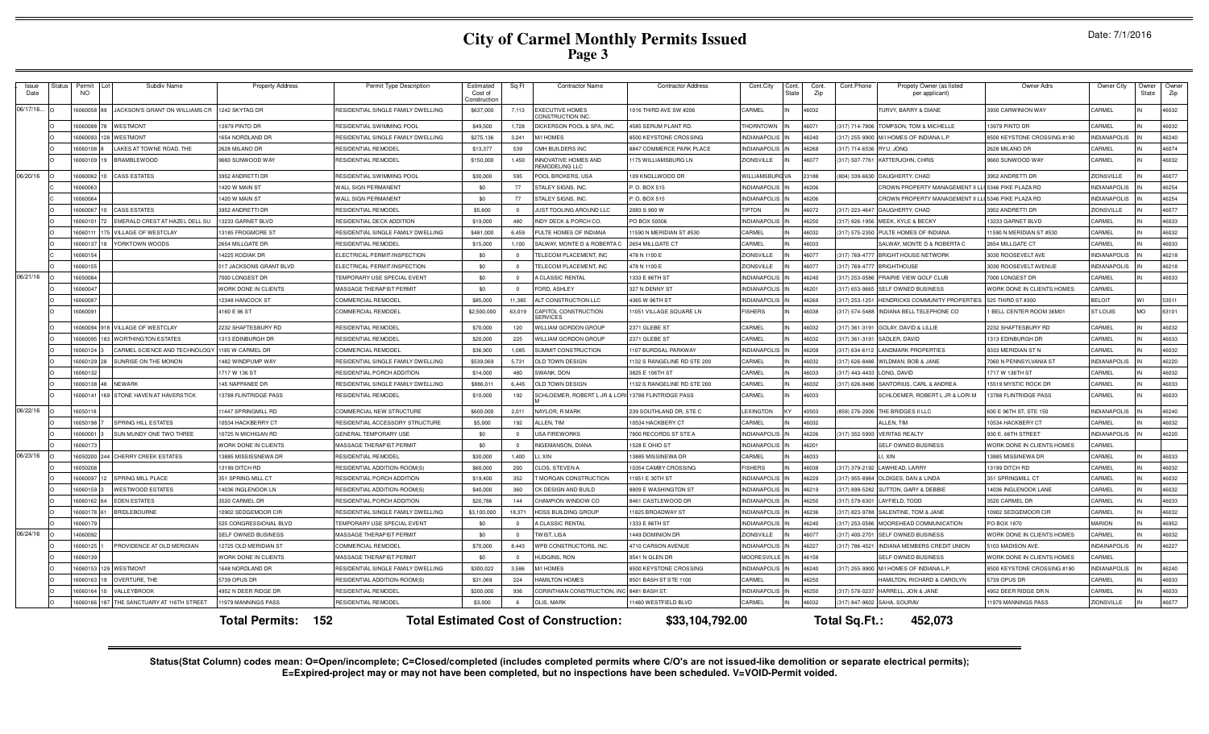# City of Carmel Monthly Permits Issued
## Page 3

Date: 7/1/2016

| Issue Date | Status | Permit NO | Lot | Subdiv Name | Property Address | Permit Type Description | Estimated Cost of Construction | Sq Ft | Contractor Name | Contractor Address | Cont.City | Cont. State | Cont. Zip | Cont.Phone | Propety Owner (as listed per applicant) | Owner Adrs | Owner City | Owner State | Owner Zip |
|---|---|---|---|---|---|---|---|---|---|---|---|---|---|---|---|---|---|---|---|
| 06/17/16... | O | 16060058 | 89 | JACKSON'S GRANT ON WILLIAMS CR | 1242 SKYTAG DR | RESIDENTIAL SINGLE FAMILY DWELLING | $637,000 | 7,113 | EXECUTIVE HOMES CONSTRUCTION INC | 1016 THIRD AVE SW #206 | CARMEL | IN | 46032 | | TURVY, BARRY & DIANE | 3930 CARWINION WAY | CARMEL | IN | 46032 |
| | O | 16060088 | 78 | WESTMONT | 13979 PINTO DR | RESIDENTIAL SWIMMING POOL | $49,500 | 1,728 | DICKERSON POOL & SPA, INC. | 4585 SERUM PLANT RD. | THORNTOWN | IN | 46071 | (317) 714-7806 | TOMPSON, TOM & MICHELLE | 13979 PINTO DR | CARMEL | IN | 46032 |
| | O | 16060093 | 128 | WESTMONT | 1654 NORDLAND DR | RESIDENTIAL SINGLE FAMILY DWELLING | $275,136 | 3,241 | M/I HOMES | 8500 KEYSTONE CROSSING | INDIANAPOLIS | IN | 46240 | (317) 255-9900 | M/I HOMES OF INDIANA L.P. | 8500 KEYSTONE CROSSING #190 | INDIANAPOLIS | IN | 46240 |
| | O | 16060108 | 8 | LAKES AT TOWNE ROAD, THE | 2628 MILANO DR | RESIDENTIAL REMODEL | $13,377 | 539 | CMH BUILDERS INC | 8847 COMMERCE PARK PLACE | INDIANAPOLIS | IN | 46268 | (317) 714-6536 | RYU, JONG | 2628 MILANO DR | CARMEL | IN | 46074 |
| | O | 16060109 | 19 | BRAMBLEWOOD | 9660 SUNWOOD WAY | RESIDENTIAL REMODEL | $150,000 | 1,450 | INNOVATIVE HOMES AND REMODELING LLC | 1175 WILLIAMSBURG LN | ZIONSVILLE | IN | 46077 | (317) 507-7761 | KATTERJOHN, CHRIS | 9660 SUNWOOD WAY | CARMEL | IN | 46032 |
| 06/20/16 | O | 16060062 | 10 | CASS ESTATES | 3952 ANDRETTI DR | RESIDENTIAL SWIMMING POOL | $30,000 | 595 | POOL BROKERS, USA | 109 KNOLLWOOD DR | WILLIAMSBURG | VA | 23188 | (804) 339-6630 | DAUGHERTY, CHAD | 3952 ANDRETTI DR | ZIONSVILLE | IN | 46077 |
| | C | 16060063 | | | 1420 W MAIN ST | WALL SIGN PERMANENT | $0 | 77 | STALEY SIGNS, INC. | P. O. BOX 515 | INDIANAPOLIS | IN | 46206 | | CROWN PROPERTY MANAGEMENT II LLC | 5346 PIKE PLAZA RD | INDIANAPOLIS | IN | 46254 |
| | C | 16060064 | | | 1420 W MAIN ST | WALL SIGN PERMANENT | $0 | 77 | STALEY SIGNS, INC. | P. O. BOX 515 | INDIANAPOLIS | IN | 46206 | | CROWN PROPERTY MANAGEMENT II LLC | 5346 PIKE PLAZA RD | INDIANAPOLIS | IN | 46254 |
| | O | 16060067 | 10 | CASS ESTATES | 3952 ANDRETTI DR | RESIDENTIAL REMODEL | $5,600 | 0 | JUST TOOLING AROUND LLC | 2083 S 900 W | TIPTON | IN | 46072 | (317) 223-4647 | DAUGHERTY, CHAD | 3952 ANDRETTI DR | ZIONSVILLE | IN | 46077 |
| | O | 16060101 | 72 | EMERALD CREST AT HAZEL DELL SU | 13233 GARNET BLVD | RESIDENTIAL DECK ADDITION | $19,000 | 480 | INDY DECK & PORCH CO. | PO BOX 50506 | INDIANAPOLIS | IN | 46250 | (317) 826-1956 | MEEK, KYLE & BECKY | 13233 GARNET BLVD | CARMEL | IN | 46033 |
| | O | 16060111 | 175 | VILLAGE OF WESTCLAY | 13185 FROGMORE ST | RESIDENTIAL SINGLE FAMILY DWELLING | $481,000 | 6,459 | PULTE HOMES OF INDIANA | 11590 N MERIDIAN ST #530 | CARMEL | IN | 46032 | (317) 575-2350 | PULTE HOMES OF INDIANA | 11590 N MERIDIAN ST #530 | CARMEL | IN | 46032 |
| | O | 16060137 | 18 | YORKTOWN WOODS | 2654 MILLGATE DR | RESIDENTIAL REMODEL | $15,000 | 1,100 | SALWAY, MONTE D & ROBERTA C | 2654 MILLGATE CT | CARMEL | IN | 46033 | | SALWAY, MONTE D & ROBERTA C | 2654 MILLGATE CT | CARMEL | IN | 46033 |
| | C | 16060154 | | | 14225 KODIAK DR | ELECTRICAL PERMIT/INSPECTION | $0 | 0 | TELECOM PLACEMENT, INC | 478 N 1100 E | ZIONSVILLE | IN | 46077 | (317) 769-4777 | BRIGHT HOUSE NETWORK | 3030 ROOSEVELT AVE | INDIANAPOLIS | IN | 46218 |
| | C | 16060155 | | | 517 JACKSONS GRANT BLVD | ELECTRICAL PERMIT/INSPECTION | $0 | 0 | TELECOM PLACEMENT, INC | 478 N 1100 E | ZIONSVILLE | IN | 46077 | (317) 769-4777 | BRIGHTHOUSE | 3030 ROOSEVELT AVENUE | INDIANAPOLIS | IN | 46218 |
| 06/21/16 | O | 16050084 | | | 7000 LONGEST DR | TEMPORARY USE SPECIAL EVENT | $0 | 0 | A CLASSIC RENTAL | 1333 E 86TH ST | INDIANAPOLIS | IN | 46240 | (317) 253-0586 | PRAIRIE VIEW GOLF CLUB | 7000 LONGEST DR | CARMEL | IN | 46033 |
| | O | 16060047 | | | WORK DONE IN CLIENTS | MASSAGE THERAPIST PERMIT | $0 | 0 | FORD, ASHLEY | 327 N DENNY ST | INDIANAPOLIS | IN | 46201 | (317) 653-9665 | SELF OWNED BUSINESS | WORK DONE IN CLIENTS HOMES | CARMEL | | |
| | O | 16060087 | | | 12348 HANCOCK ST | COMMERCIAL REMODEL | $85,000 | 11,385 | ALT CONSTRUCTION LLC | 4365 W 96TH ST | INDIANAPOLIS | IN | 46268 | (317) 253-1251 | HENDRICKS COMMUNITY PROPERTIES | 525 THIRD ST #300 | BELOIT | WI | 53511 |
| | O | 16060091 | | | 4160 E 96 ST | COMMERCIAL REMODEL | $2,500,000 | 63,019 | CAPITOL CONSTRUCTION SERVICES | 11051 VILLAGE SQUARE LN | FISHERS | IN | 46038 | (317) 574-5488 | INDIANA BELL TELEPHONE CO | 1 BELL CENTER ROOM 36M01 | ST LOUIS | MO | 63101 |
| | O | 16060094 | 918 | VILLAGE OF WESTCLAY | 2232 SHAFTESBURY RD | RESIDENTIAL REMODEL | $70,000 | 120 | WILLIAM GORDON GROUP | 2371 GLEBE ST | CARMEL | IN | 46032 | (317) 361-3191 | GOLAY, DAVID & LILLIE | 2232 SHAFTESBURY RD | CARMEL | IN | 46032 |
| | O | 16060095 | 183 | WORTHINGTON ESTATES | 1313 EDINBURGH DR | RESIDENTIAL REMODEL | $20,000 | 225 | WILLIAM GORDON GROUP | 2371 GLEBE ST | CARMEL | IN | 46032 | (317) 361-3191 | SADLER, DAVID | 1313 EDINBURGH DR | CARMEL | IN | 46033 |
| | O | 16060124 | 3 | CARMEL SCIENCE AND TECHNOLOGY | 1185 W CARMEL DR | COMMERCIAL REMODEL | $36,900 | 1,085 | SUMMIT CONSTRUCTION | 1107 BURDSAL PARKWAY | INDIANAPOLIS | IN | 46208 | (317) 634-6112 | LANDMARK PROPERTIES | 9333 MERIDIAN ST N | CARMEL | IN | 46032 |
| | O | 16060129 | 28 | SUNRISE ON THE MONON | 1482 WINDPUMP WAY | RESIDENTIAL SINGLE FAMILY DWELLING | $539,069 | 5,731 | OLD TOWN DESIGN | 1132 S RANGELINE RD STE 200 | CARMEL | IN | 46032 | (317) 626-8486 | WILDMAN, BOB & JANE | 7060 N PENNSYLVANIA ST | INDIANAPOLIS | IN | 46220 |
| | O | 16060132 | | | 1717 W 136 ST | RESIDENTIAL PORCH ADDITION | $14,000 | 480 | SWANK, DON | 3825 E 106TH ST | CARMEL | IN | 46033 | (317) 443-4433 | LONG, DAVID | 1717 W 136TH ST | CARMEL | IN | 46032 |
| | O | 16060138 | 48 | NEWARK | 145 NAPPANEE DR | RESIDENTIAL SINGLE FAMILY DWELLING | $886,011 | 6,445 | OLD TOWN DESIGN | 1132 S RANGELINE RD STE 200 | CARMEL | IN | 46032 | (317) 626-8486 | SANTORIUS, CARL & ANDREA | 15519 MYSTIC ROCK DR | CARMEL | IN | 46033 |
| | O | 16060141 | 169 | STONE HAVEN AT HAVERSTICK | 13788 FLINTRIDGE PASS | RESIDENTIAL REMODEL | $10,000 | 192 | SCHLOEMER, ROBERT L JR & LORI M | 13788 FLINTRIDGE PASS | CARMEL | IN | 46033 | | SCHLOEMER, ROBERT L JR & LORI M | 13788 FLINTRIDGE PASS | CARMEL | IN | 46033 |
| 06/22/16 | O | 16050118 | | | 11447 SPRINGMILL RD | COMMERCIAL NEW STRUCTURE | $600,000 | 2,011 | NAYLOR, R MARK | 239 SOUTHLAND DR, STE C | LEXINGTON | KY | 40503 | (859) 276-2006 | THE BRIDGES II LLC | 600 E 96TH ST, STE 150 | INDIANAPOLIS | IN | 46240 |
| | O | 16050198 | 7 | SPRING HILL ESTATES | 10534 HACKBERRY CT | RESIDENTIAL ACCESSORY STRUCTURE | $5,000 | 192 | ALLEN, TIM | 10534 HACKBERY CT | CARMEL | IN | 46032 | | ALLEN, TIM | 10534 HACKBERY CT | CARMEL | IN | 46032 |
| | O | 16060001 | 3 | SUN MUNDY ONE TWO THREE | 10725 N MICHIGAN RD | GENERAL TEMPORARY USE | $0 | 0 | USA FIREWORKS | 7800 RECORDS ST STE A | INDIANAPOLIS | IN | 46226 | (317) 352-5993 | VERITAS REALTY | 930 E. 66TH STREET | INDIANAPOLIS | IN | 46220 |
| | O | 16060173 | | | WORK DONE IN CLIENTS | MASSAGE THERAPIST PERMIT | $0 | 0 | INGEMANSON, DIANA | 1528 E OHIO ST | INDIANAPOLIS | IN | 46201 | | SELF OWNED BUSINESS | WORK DONE IN CLIENTS HOMES | CARMEL | | |
| 06/23/16 | O | 16050200 | 244 | CHERRY CREEK ESTATES | 13885 MISSISSINEWA DR | RESIDENTIAL REMODEL | $30,000 | 1,400 | LI, XIN | 13885 MISSINEWA DR | CARMEL | IN | 46033 | | LI, XIN | 13885 MISSINEWA DR | CARMEL | IN | 46033 |
| | O | 16050208 | | | 13199 DITCH RD | RESIDENTIAL ADDITION-ROOM(S) | $60,000 | 200 | CLOS, STEVEN A | 10354 CAMBY CROSSING | FISHERS | IN | 46038 | (317) 379-2192 | LAWHEAD, LARRY | 13199 DITCH RD | CARMEL | IN | 46032 |
| | O | 16060097 | 12 | SPRING MILL PLACE | 351 SPRING MILL CT | RESIDENTIAL PORCH ADDITION | $19,400 | 352 | T MORGAN CONSTRUCTION | 11951 E 30TH ST | INDIANAPOLIS | IN | 46229 | (317) 955-8984 | OLDIGES, DAN & LINDA | 351 SPRINGMILL CT | CARMEL | IN | 46032 |
| | O | 16060159 | 3 | WESTWOOD ESTATES | 14036 INGLENOOK LN | RESIDENTIAL ADDITION-ROOM(S) | $40,000 | 360 | CK DESIGN AND BUILD | 8809 E WASHINGTON ST | INDIANAPOLIS | IN | 46219 | (317) 899-5282 | SUTTON, GARY & DEBBIE | 14036 INGLENOOK LANE | CARMEL | IN | 46032 |
| | O | 16060162 | 64 | EDEN ESTATES | 3520 CARMEL DR | RESIDENTIAL PORCH ADDITION | $20,786 | 144 | CHAMPION WINDOW CO | 8461 CASTLEWOOD DR | INDIANAPOLIS | IN | 46250 | (317) 579-6301 | LAYFIELD, TODD | 3520 CARMEL DR | CARMEL | IN | 46033 |
| | O | 16060178 | 61 | BRIDLEBOURNE | 10902 SEDGEMOOR CIR | RESIDENTIAL SINGLE FAMILY DWELLING | $3,100,000 | 18,371 | HOSS BUILDING GROUP | 11825 BROADWAY ST | INDIANAPOLIS | IN | 46236 | (317) 823-9788 | SALENTINE, TOM & JANE | 10902 SEDGEMOOR CIR | CARMEL | IN | 46032 |
| | O | 16060179 | | | 525 CONGRESSIONAL BLVD | TEMPORARY USE SPECIAL EVENT | $0 | 0 | A CLASSIC RENTAL | 1333 E 86TH ST | INDIANAPOLIS | IN | 46240 | (317) 253-0586 | MOOREHEAD COMMUNICATION | PO BOX 1870 | MARION | IN | 46952 |
| 06/24/16 | O | 14060092 | | | SELF OWNED BUSINESS | MASSAGE THERAPIST PERMIT | $0 | 0 | TWIST, LISA | 1449 DOMINION DR | ZIONSVILLE | IN | 46077 | (317) 400-2701 | SELF OWNED BUSINESS | WORK DONE IN CLIENTS HOMES | CARMEL | IN | 46032 |
| | O | 16060125 | 1 | PROVIDENCE AT OLD MERIDIAN | 12725 OLD MERIDIAN ST | COMMERCIAL REMODEL | $70,000 | 8,443 | WPB CONSTRUCTORS, INC. | 4710 CARSON AVENUE | INDIANAPOLIS | IN | 46227 | (317) 786-4521 | INDIANA MEMBERS CREDIT UNION | 5103 MADISON AVE. | INDAINAPOLIS | IN | 46227 |
| | O | 16060139 | | | WORK DONE IN CLIENTS | MASSAGE THERAPIST PERMIT | $0 | 0 | HUDGINS, RON | 9541 N GLEN DR | MOORESVILLE | IN | 46158 | | SELF OWNED BUSINESS | WORK DONE IN CLIENTS HOMES | CARMEL | | |
| | O | 16060153 | 129 | WESTMONT | 1648 NORDLAND DR | RESIDENTIAL SINGLE FAMILY DWELLING | $300,022 | 3,586 | M/I HOMES | 8500 KEYSTONE CROSSING | INDIANAPOLIS | IN | 46240 | (317) 255-9900 | M/I HOMES OF INDIANA L.P. | 8500 KEYSTONE CROSSING #190 | INDIANAPOLIS | IN | 46240 |
| | O | 16060163 | 19 | OVERTURE, THE | 5739 OPUS DR | RESIDENTIAL ADDITION-ROOM(S) | $31,069 | 224 | HAMILTON HOMES | 8501 BASH ST STE 1100 | CARMEL | IN | 46250 | | HAMILTON, RICHARD & CAROLYN | 5739 OPUS DR | CARMEL | IN | 46033 |
| | O | 16060164 | 10 | VALLEYBROOK | 4952 N DEER RIDGE DR | RESIDENTIAL REMODEL | $200,000 | 936 | CORINTHIAN CONSTRUCTION, INC | 8481 BASH ST. | INDIANAPOLIS | IN | 46250 | (317) 578-0237 | HARRELL, JON & JANE | 4952 DEER RIDGE DR N | CARMEL | IN | 46033 |
| | O | 16060166 | 187 | THE SANCTUARY AT 116TH STREET | 11979 MANNINGS PASS | RESIDENTIAL REMODEL | $3,000 | 6 | OLIS, MARK | 11460 WESTFIELD BLVD | CARMEL | IN | 46032 | (317) 847-9602 | SAHA, SOURAV | 11979 MANNINGS PASS | ZIONSVILLE | IN | 46077 |

**Total Permits: 152** **Total Estimated Cost of Construction: $33,104,792.00** **Total Sq.Ft.: 452,073**

**Status(Stat Column) codes mean: O=Open/incomplete; C=Closed/completed (includes completed permits where C/O's are not issued-like demolition or separate electrical permits); E=Expired-project may or may not have been completed, but no inspections have been scheduled. V=VOID-Permit voided.**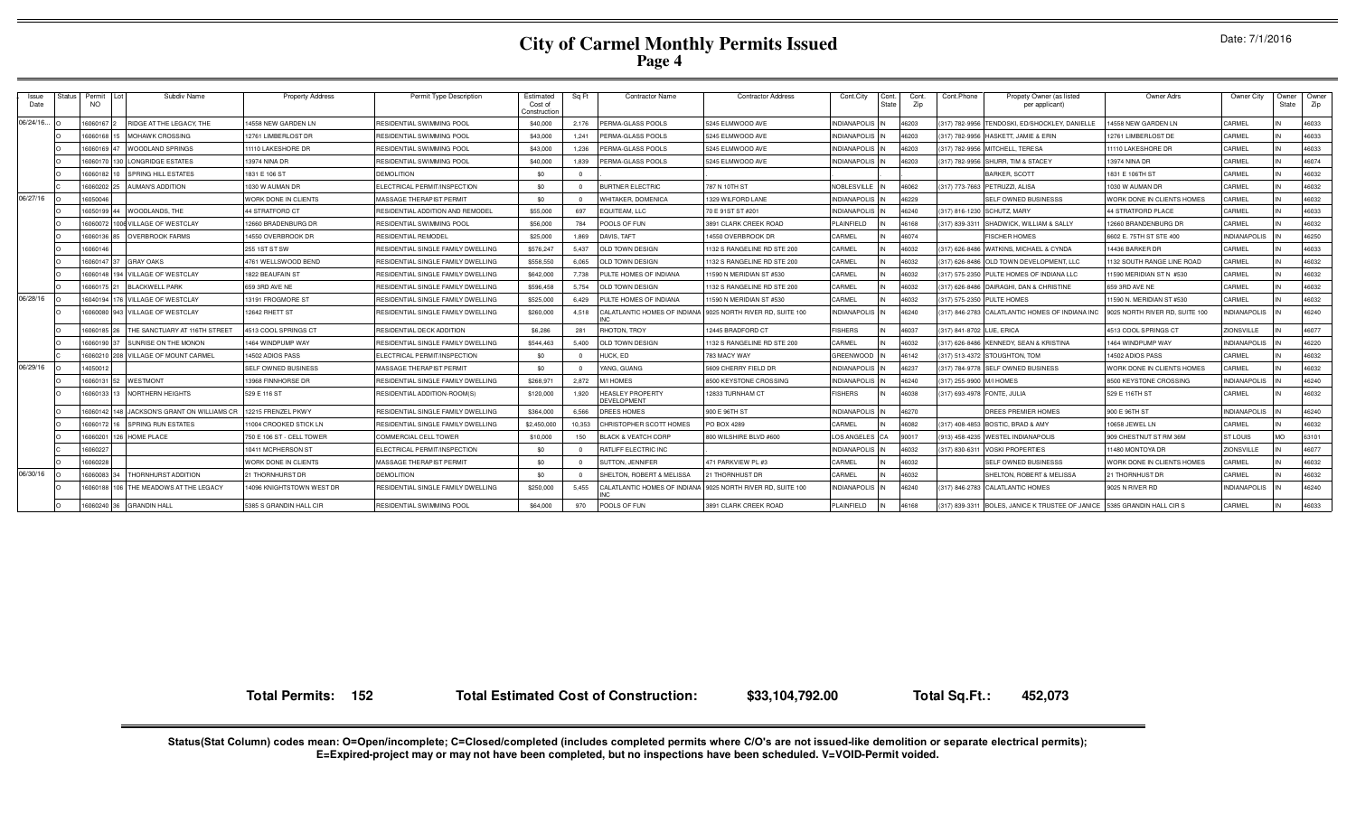# City of Carmel Monthly Permits Issued
## Page 4

Date: 7/1/2016

| Issue Date | Status | Permit NO | Lot | Subdiv Name | Property Address | Permit Type Description | Estimated Cost of Construction | Sq Ft | Contractor Name | Contractor Address | Cont.City | Cont. State | Cont. Zip | Cont.Phone | Propety Owner (as listed per applicant) | Owner Adrs | Owner City | Owner State | Owner Zip |
|---|---|---|---|---|---|---|---|---|---|---|---|---|---|---|---|---|---|---|---|
| 06/24/16... | O | 16060167 | 2 | RIDGE AT THE LEGACY, THE | 14558 NEW GARDEN LN | RESIDENTIAL SWIMMING POOL | $40,000 | 2,176 | PERMA-GLASS POOLS | 5245 ELMWOOD AVE | INDIANAPOLIS | IN | 46203 | (317) 782-9956 | TENDOSKI, ED/SHOCKLEY, DANIELLE | 14558 NEW GARDEN LN | CARMEL | IN | 46033 |
| | O | 16060168 | 15 | MOHAWK CROSSING | 12761 LIMBERLOST DR | RESIDENTIAL SWIMMING POOL | $43,000 | 1,241 | PERMA-GLASS POOLS | 5245 ELMWOOD AVE | INDIANAPOLIS | IN | 46203 | (317) 782-9956 | HASKETT, JAMIE & ERIN | 12761 LIMBERLOST DE | CARMEL | IN | 46033 |
| | O | 16060169 | 47 | WOODLAND SPRINGS | 11110 LAKESHORE DR | RESIDENTIAL SWIMMING POOL | $43,000 | 1,236 | PERMA-GLASS POOLS | 5245 ELMWOOD AVE | INDIANAPOLIS | IN | 46203 | (317) 782-9956 | MITCHELL, TERESA | 11110 LAKESHORE DR | CARMEL | IN | 46033 |
| | O | 16060170 | 130 | LONGRIDGE ESTATES | 13974 NINA DR | RESIDENTIAL SWIMMING POOL | $40,000 | 1,839 | PERMA-GLASS POOLS | 5245 ELMWOOD AVE | INDIANAPOLIS | IN | 46203 | (317) 782-9956 | SHURR, TIM & STACEY | 13974 NINA DR | CARMEL | IN | 46074 |
| | O | 16060182 | 10 | SPRING HILL ESTATES | 1831 E 106 ST | DEMOLITION | $0 | 0 | | | | | | | BARKER, SCOTT | 1831 E 106TH ST | CARMEL | IN | 46032 |
| | C | 16060202 | 25 | AUMAN'S ADDITION | 1030 W AUMAN DR | ELECTRICAL PERMIT/INSPECTION | $0 | 0 | BURTNER ELECTRIC | 787 N 10TH ST | NOBLESVILLE | IN | 46062 | (317) 773-7663 | PETRUZZI, ALISA | 1030 W AUMAN DR | CARMEL | IN | 46032 |
| 06/27/16 | O | 16050046 | | | WORK DONE IN CLIENTS | MASSAGE THERAPIST PERMIT | $0 | 0 | WHITAKER, DOMENICA | 1329 WILFORD LANE | INDIANAPOLIS | IN | 46229 | | SELF OWNED BUSINESSS | WORK DONE IN CLIENTS HOMES | CARMEL | IN | 46032 |
| | O | 16050199 | 44 | WOODLANDS, THE | 44 STRATFORD CT | RESIDENTIAL ADDITION AND REMODEL | $55,000 | 697 | EQUITEAM, LLC | 70 E 91ST ST #201 | INDIANAPOLIS | IN | 46240 | (317) 816-1230 | SCHUTZ, MARY | 44 STRATFORD PLACE | CARMEL | IN | 46033 |
| | O | 16060072 | 1008 | VILLAGE OF WESTCLAY | 12660 BRADENBURG DR | RESIDENTIAL SWIMMING POOL | $56,000 | 784 | POOLS OF FUN | 3891 CLARK CREEK ROAD | PLAINFIELD | IN | 46168 | (317) 839-3311 | SHADWICK, WILLIAM & SALLY | 12660 BRANDENBURG DR | CARMEL | IN | 46032 |
| | O | 16060136 | 85 | OVERBROOK FARMS | 14550 OVERBROOK DR | RESIDENTIAL REMODEL | $25,000 | 1,869 | DAVIS, TAFT | 14550 OVERBROOK DR | CARMEL | IN | 46074 | | FISCHER HOMES | 6602 E. 75TH ST STE 400 | INDIANAPOLIS | IN | 46250 |
| | O | 16060146 | | | 255 1ST ST SW | RESIDENTIAL SINGLE FAMILY DWELLING | $576,247 | 5,437 | OLD TOWN DESIGN | 1132 S RANGELINE RD STE 200 | CARMEL | IN | 46032 | (317) 626-8486 | WATKINS, MICHAEL & CYNDA | 14436 BARKER DR | CARMEL | IN | 46033 |
| | O | 16060147 | 37 | GRAY OAKS | 4761 WELLSWOOD BEND | RESIDENTIAL SINGLE FAMILY DWELLING | $558,550 | 6,065 | OLD TOWN DESIGN | 1132 S RANGELINE RD STE 200 | CARMEL | IN | 46032 | (317) 626-8486 | OLD TOWN DEVELOPMENT, LLC | 1132 SOUTH RANGE LINE ROAD | CARMEL | IN | 46032 |
| | O | 16060148 | 194 | VILLAGE OF WESTCLAY | 1822 BEAUFAIN ST | RESIDENTIAL SINGLE FAMILY DWELLING | $642,000 | 7,738 | PULTE HOMES OF INDIANA | 11590 N MERIDIAN ST #530 | CARMEL | IN | 46032 | (317) 575-2350 | PULTE HOMES OF INDIANA LLC | 11590 MERIDIAN ST N #530 | CARMEL | IN | 46032 |
| | O | 16060175 | 21 | BLACKWELL PARK | 659 3RD AVE NE | RESIDENTIAL SINGLE FAMILY DWELLING | $596,458 | 5,754 | OLD TOWN DESIGN | 1132 S RANGELINE RD STE 200 | CARMEL | IN | 46032 | (317) 626-8486 | DAIRAGHI, DAN & CHRISTINE | 659 3RD AVE NE | CARMEL | IN | 46032 |
| 06/28/16 | O | 16040194 | 176 | VILLAGE OF WESTCLAY | 13191 FROGMORE ST | RESIDENTIAL SINGLE FAMILY DWELLING | $525,000 | 6,429 | PULTE HOMES OF INDIANA | 11590 N MERIDIAN ST #530 | CARMEL | IN | 46032 | (317) 575-2350 | PULTE HOMES | 11590 N. MERIDIAN ST #530 | CARMEL | IN | 46032 |
| | O | 16060080 | 943 | VILLAGE OF WESTCLAY | 12642 RHETT ST | RESIDENTIAL SINGLE FAMILY DWELLING | $260,000 | 4,518 | CALATLANTIC HOMES OF INDIANA INC | 9025 NORTH RIVER RD, SUITE 100 | INDIANAPOLIS | IN | 46240 | (317) 846-2783 | CALATLANTIC HOMES OF INDIANA INC | 9025 NORTH RIVER RD, SUITE 100 | INDIANAPOLIS | IN | 46240 |
| | O | 16060185 | 26 | THE SANCTUARY AT 116TH STREET | 4513 COOL SPRINGS CT | RESIDENTIAL DECK ADDITION | $6,286 | 281 | RHOTON, TROY | 12445 BRADFORD CT | FISHERS | IN | 46037 | (317) 841-8702 | LUE, ERICA | 4513 COOL SPRINGS CT | ZIONSVILLE | IN | 46077 |
| | O | 16060190 | 37 | SUNRISE ON THE MONON | 1464 WINDPUMP WAY | RESIDENTIAL SINGLE FAMILY DWELLING | $544,463 | 5,400 | OLD TOWN DESIGN | 1132 S RANGELINE RD STE 200 | CARMEL | IN | 46032 | (317) 626-8486 | KENNEDY, SEAN & KRISTINA | 1464 WINDPUMP WAY | INDIANAPOLIS | IN | 46220 |
| | C | 16060210 | 208 | VILLAGE OF MOUNT CARMEL | 14502 ADIOS PASS | ELECTRICAL PERMIT/INSPECTION | $0 | 0 | HUCK, ED | 783 MACY WAY | GREENWOOD | IN | 46142 | (317) 513-4372 | STOUGHTON, TOM | 14502 ADIOS PASS | CARMEL | IN | 46032 |
| 06/29/16 | O | 14050012 | | | SELF OWNED BUSINESS | MASSAGE THERAPIST PERMIT | $0 | 0 | YANG, GUANG | 5609 CHERRY FIELD DR | INDIANAPOLIS | IN | 46237 | (317) 784-9778 | SELF OWNED BUSINESS | WORK DONE IN CLIENTS HOMES | CARMEL | IN | 46032 |
| | O | 16060131 | 52 | WESTMONT | 13968 FINNHORSE DR | RESIDENTIAL SINGLE FAMILY DWELLING | $268,971 | 2,872 | M/I HOMES | 8500 KEYSTONE CROSSING | INDIANAPOLIS | IN | 46240 | (317) 255-9900 | M/I HOMES | 8500 KEYSTONE CROSSING | INDIANAPOLIS | IN | 46240 |
| | O | 16060133 | 13 | NORTHERN HEIGHTS | 529 E 116 ST | RESIDENTIAL ADDITION-ROOM(S) | $120,000 | 1,920 | HEASLEY PROPERTY DEVELOPMENT | 12833 TURNHAM CT | FISHERS | IN | 46038 | (317) 693-4978 | FONTE, JULIA | 529 E 116TH ST | CARMEL | IN | 46032 |
| | O | 16060142 | 148 | JACKSON'S GRANT ON WILLIAMS CR | 12215 FRENZEL PKWY | RESIDENTIAL SINGLE FAMILY DWELLING | $364,000 | 6,566 | DREES HOMES | 900 E 96TH ST | INDIANAPOLIS | IN | 46270 | | DREES PREMIER HOMES | 900 E 96TH ST | INDIANAPOLIS | IN | 46240 |
| | O | 16060172 | 16 | SPRING RUN ESTATES | 11004 CROOKED STICK LN | RESIDENTIAL SINGLE FAMILY DWELLING | $2,450,000 | 10,353 | CHRISTOPHER SCOTT HOMES | PO BOX 4289 | CARMEL | IN | 46082 | (317) 408-4853 | BOSTIC, BRAD & AMY | 10658 JEWEL LN | CARMEL | IN | 46032 |
| | O | 16060201 | 126 | HOME PLACE | 750 E 106 ST - CELL TOWER | COMMERCIAL CELL TOWER | $10,000 | 150 | BLACK & VEATCH CORP | 800 WILSHIRE BLVD #600 | LOS ANGELES | CA | 90017 | (913) 458-4235 | WESTEL INDIANAPOLIS | 909 CHESTNUT ST RM 36M | ST.LOUIS | MO | 63101 |
| | C | 16060227 | | | 10411 MCPHERSON ST | ELECTRICAL PERMIT/INSPECTION | $0 | 0 | RATLIFF ELECTRIC INC | | INDIANAPOLIS | IN | 46032 | (317) 830-6311 | VOSKI PROPERTIES | 11480 MONTOYA DR | ZIONSVILLE | IN | 46077 |
| | O | 16060228 | | | WORK DONE IN CLIENTS | MASSAGE THERAPIST PERMIT | $0 | 0 | SUTTON, JENNIFER | 471 PARKVIEW PL #3 | CARMEL | IN | 46032 | | SELF OWNED BUSINESSS | WORK DONE IN CLIENTS HOMES | CARMEL | IN | 46032 |
| 06/30/16 | O | 16060083 | 34 | THORNHURST ADDITION | 21 THORNHURST DR | DEMOLITION | $0 | 0 | SHELTON, ROBERT & MELISSA | 21 THORNHUST DR | CARMEL | IN | 46032 | | SHELTON, ROBERT & MELISSA | 21 THORNHUST DR | CARMEL | IN | 46032 |
| | O | 16060188 | 106 | THE MEADOWS AT THE LEGACY | 14096 KNIGHTSTOWN WEST DR | RESIDENTIAL SINGLE FAMILY DWELLING | $250,000 | 5,455 | CALATLANTIC HOMES OF INDIANA INC | 9025 NORTH RIVER RD, SUITE 100 | INDIANAPOLIS | IN | 46240 | (317) 846-2783 | CALATLANTIC HOMES | 9025 N RIVER RD | INDIANAPOLIS | IN | 46240 |
| | O | 16060240 | 36 | GRANDIN HALL | 5385 S GRANDIN HALL CIR | RESIDENTIAL SWIMMING POOL | $64,000 | 970 | POOLS OF FUN | 3891 CLARK CREEK ROAD | PLAINFIELD | IN | 46168 | (317) 839-3311 | BOLES, JANICE K TRUSTEE OF JANICE | 5385 GRANDIN HALL CIR S | CARMEL | IN | 46033 |

**Total Permits: 152** | **Total Estimated Cost of Construction: $33,104,792.00** | **Total Sq.Ft.: 452,073**

**Status(Stat Column) codes mean: O=Open/incomplete; C=Closed/completed (includes completed permits where C/O's are not issued-like demolition or separate electrical permits); E=Expired-project may or may not have been completed, but no inspections have been scheduled. V=VOID-Permit voided.**